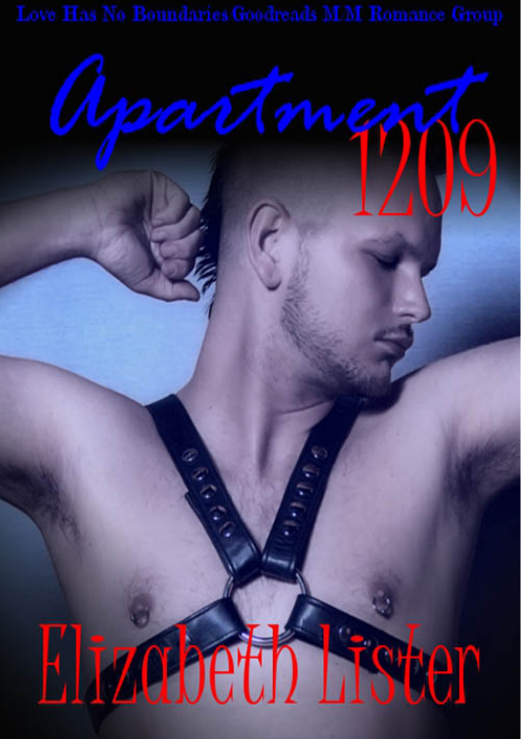Love Has No Boundaries Goodreads M/M Romance Group

# Apartment 1209

Elizabeth Lister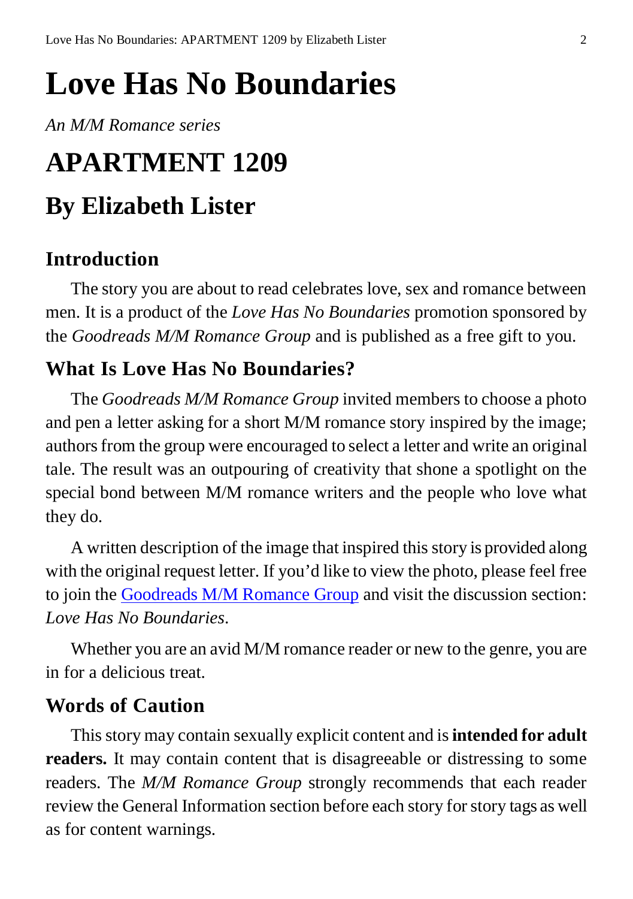# Love Has No Boundaries

*An M/M Romance series*

# APARTMENT 1209

## By Elizabeth Lister

### Introduction

The story you are about to read celebrates love, sex and romance between men. It is a product of the *Love Has No Boundaries* promotion sponsored by the *Goodreads M/M Romance Group* and is published as a free gift to you.

### What Is Love Has No Boundaries?

The *Goodreads M/M Romance Group* invited members to choose a photo and pen a letter asking for a short M/M romance story inspired by the image; authors from the group were encouraged to select a letter and write an original tale. The result was an outpouring of creativity that shone a spotlight on the special bond between M/M romance writers and the people who love what they do.

A written description of the image that inspired this story is provided along with the original request letter. If you'd like to view the photo, please feel free to join the Goodreads M/M Romance Group and visit the discussion section: *Love Has No Boundaries*.

Whether you are an avid M/M romance reader or new to the genre, you are in for a delicious treat.

### Words of Caution

This story may contain sexually explicit content and is **intended for adult readers.** It may contain content that is disagreeable or distressing to some readers. The *M/M Romance Group* strongly recommends that each reader review the General Information section before each story for story tags as well as for content warnings.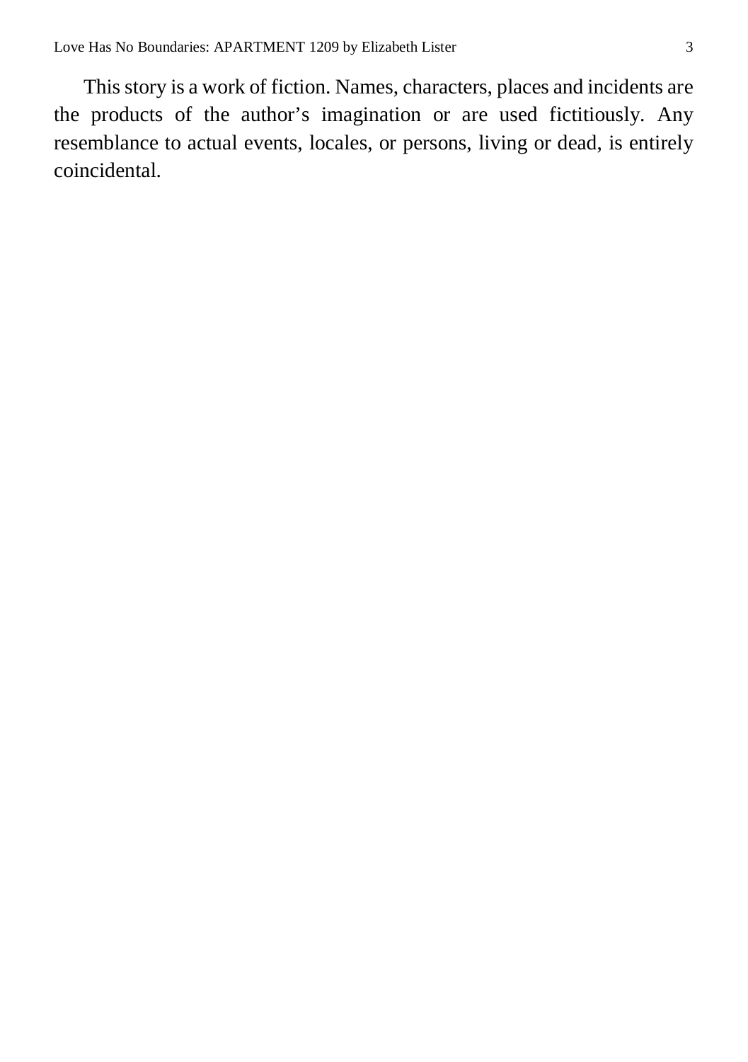This story is a work of fiction. Names, characters, places and incidents are the products of the author's imagination or are used fictitiously. Any resemblance to actual events, locales, or persons, living or dead, is entirely coincidental.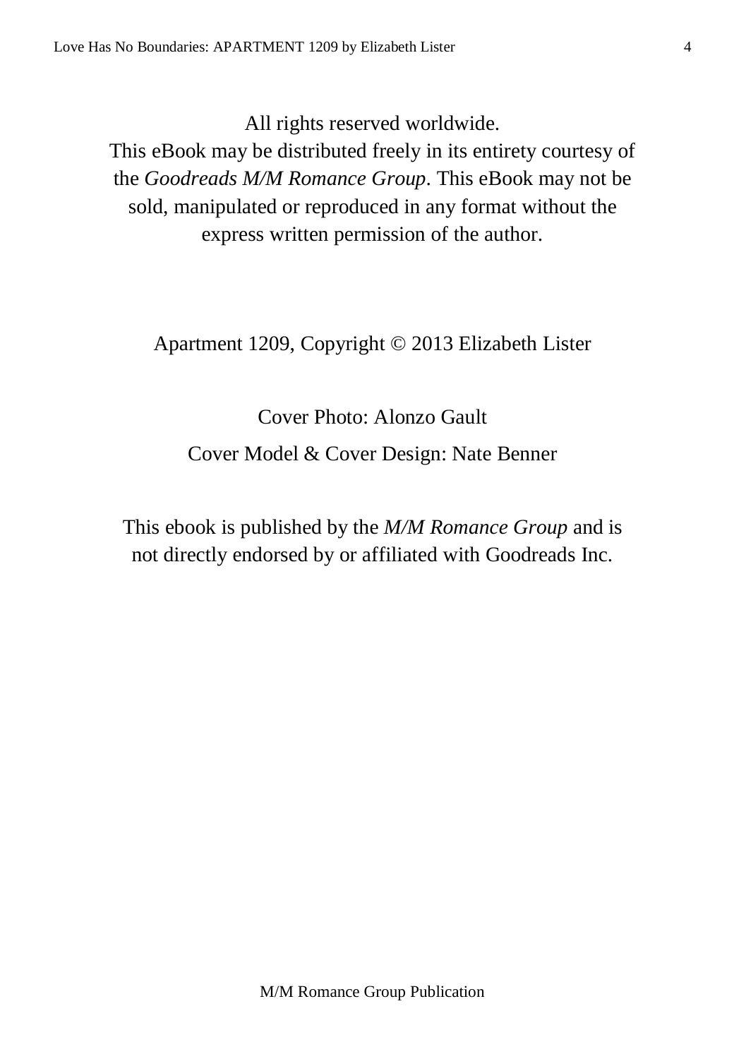All rights reserved worldwide.
This eBook may be distributed freely in its entirety courtesy of the *Goodreads M/M Romance Group*. This eBook may not be sold, manipulated or reproduced in any format without the express written permission of the author.

Apartment 1209, Copyright © 2013 Elizabeth Lister

Cover Photo: Alonzo Gault

Cover Model & Cover Design: Nate Benner

This ebook is published by the *M/M Romance Group* and is not directly endorsed by or affiliated with Goodreads Inc.

M/M Romance Group Publication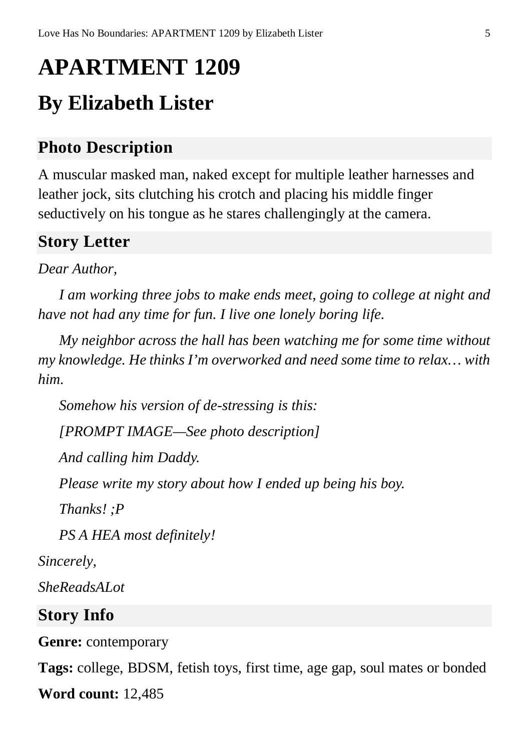# APARTMENT 1209

## By Elizabeth Lister

### Photo Description

A muscular masked man, naked except for multiple leather harnesses and leather jock, sits clutching his crotch and placing his middle finger seductively on his tongue as he stares challengingly at the camera.

### Story Letter

*Dear Author,*

*I am working three jobs to make ends meet, going to college at night and have not had any time for fun. I live one lonely boring life.*

*My neighbor across the hall has been watching me for some time without my knowledge. He thinks I'm overworked and need some time to relax… with him.*

*Somehow his version of de-stressing is this:*

*[PROMPT IMAGE—See photo description]*

*And calling him Daddy.*

*Please write my story about how I ended up being his boy.*

*Thanks! ;P*

*PS A HEA most definitely!*

*Sincerely,*

*SheReadsALot*

### Story Info

**Genre:** contemporary

**Tags:** college, BDSM, fetish toys, first time, age gap, soul mates or bonded

**Word count:** 12,485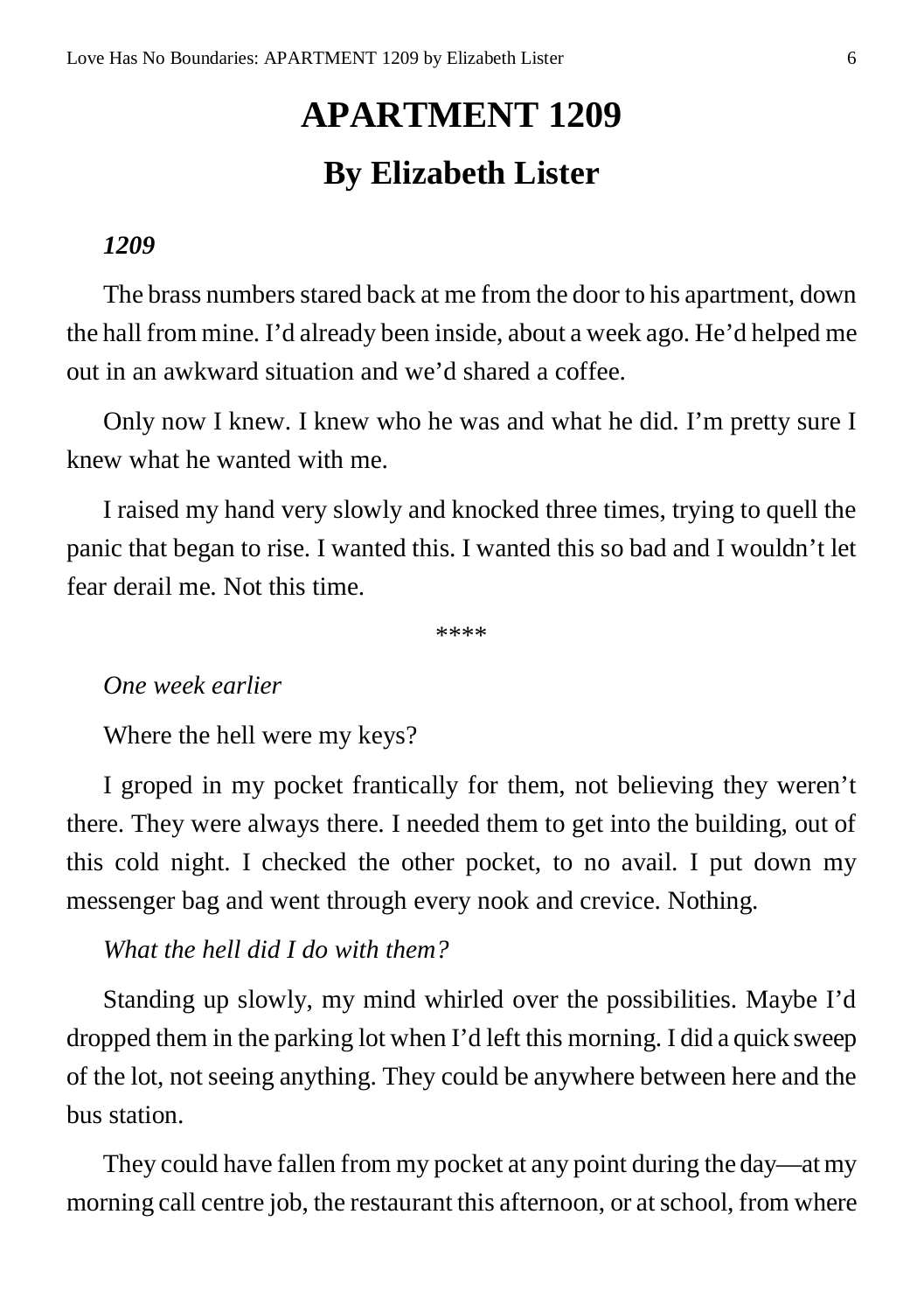# APARTMENT 1209

## By Elizabeth Lister

*1209*

The brass numbers stared back at me from the door to his apartment, down the hall from mine. I'd already been inside, about a week ago. He'd helped me out in an awkward situation and we'd shared a coffee.

Only now I knew. I knew who he was and what he did. I'm pretty sure I knew what he wanted with me.

I raised my hand very slowly and knocked three times, trying to quell the panic that began to rise. I wanted this. I wanted this so bad and I wouldn't let fear derail me. Not this time.

\*\*\*\*

*One week earlier*

Where the hell were my keys?

I groped in my pocket frantically for them, not believing they weren't there. They were always there. I needed them to get into the building, out of this cold night. I checked the other pocket, to no avail. I put down my messenger bag and went through every nook and crevice. Nothing.

*What the hell did I do with them?*

Standing up slowly, my mind whirled over the possibilities. Maybe I'd dropped them in the parking lot when I'd left this morning. I did a quick sweep of the lot, not seeing anything. They could be anywhere between here and the bus station.

They could have fallen from my pocket at any point during the day—at my morning call centre job, the restaurant this afternoon, or at school, from where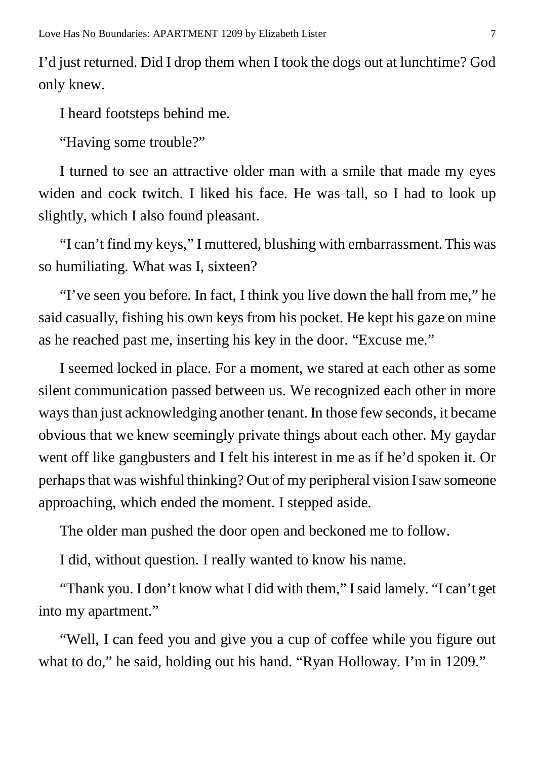I'd just returned. Did I drop them when I took the dogs out at lunchtime? God only knew.

I heard footsteps behind me.

"Having some trouble?"

I turned to see an attractive older man with a smile that made my eyes widen and cock twitch. I liked his face. He was tall, so I had to look up slightly, which I also found pleasant.

"I can't find my keys," I muttered, blushing with embarrassment. This was so humiliating. What was I, sixteen?

"I've seen you before. In fact, I think you live down the hall from me," he said casually, fishing his own keys from his pocket. He kept his gaze on mine as he reached past me, inserting his key in the door. "Excuse me."

I seemed locked in place. For a moment, we stared at each other as some silent communication passed between us. We recognized each other in more ways than just acknowledging another tenant. In those few seconds, it became obvious that we knew seemingly private things about each other. My gaydar went off like gangbusters and I felt his interest in me as if he'd spoken it. Or perhaps that was wishful thinking? Out of my peripheral vision I saw someone approaching, which ended the moment. I stepped aside.

The older man pushed the door open and beckoned me to follow.

I did, without question. I really wanted to know his name.

"Thank you. I don't know what I did with them," I said lamely. "I can't get into my apartment."

"Well, I can feed you and give you a cup of coffee while you figure out what to do," he said, holding out his hand. "Ryan Holloway. I'm in 1209."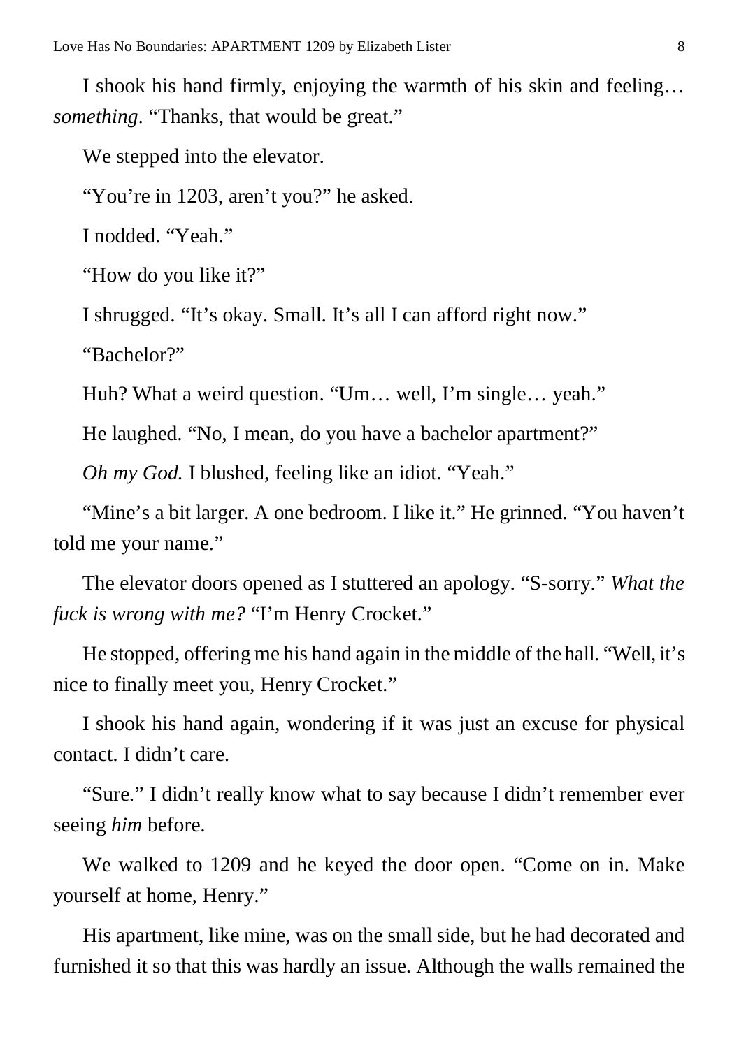I shook his hand firmly, enjoying the warmth of his skin and feeling… *something*. "Thanks, that would be great."

We stepped into the elevator.

"You're in 1203, aren't you?" he asked.

I nodded. "Yeah."

"How do you like it?"

I shrugged. "It's okay. Small. It's all I can afford right now."

"Bachelor?"

Huh? What a weird question. "Um… well, I'm single… yeah."

He laughed. "No, I mean, do you have a bachelor apartment?"

*Oh my God.* I blushed, feeling like an idiot. "Yeah."

"Mine's a bit larger. A one bedroom. I like it." He grinned. "You haven't told me your name."

The elevator doors opened as I stuttered an apology. "S-sorry." *What the fuck is wrong with me?* "I'm Henry Crocket."

He stopped, offering me his hand again in the middle of the hall. "Well, it's nice to finally meet you, Henry Crocket."

I shook his hand again, wondering if it was just an excuse for physical contact. I didn't care.

"Sure." I didn't really know what to say because I didn't remember ever seeing *him* before.

We walked to 1209 and he keyed the door open. "Come on in. Make yourself at home, Henry."

His apartment, like mine, was on the small side, but he had decorated and furnished it so that this was hardly an issue. Although the walls remained the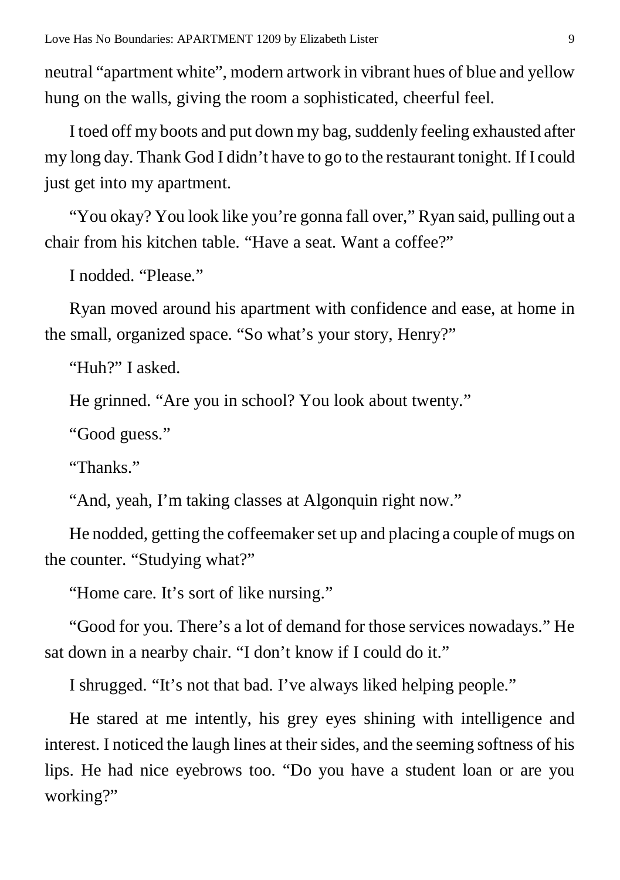neutral "apartment white", modern artwork in vibrant hues of blue and yellow hung on the walls, giving the room a sophisticated, cheerful feel.

I toed off my boots and put down my bag, suddenly feeling exhausted after my long day. Thank God I didn't have to go to the restaurant tonight. If I could just get into my apartment.

"You okay? You look like you're gonna fall over," Ryan said, pulling out a chair from his kitchen table. "Have a seat. Want a coffee?"

I nodded. "Please."

Ryan moved around his apartment with confidence and ease, at home in the small, organized space. "So what's your story, Henry?"

"Huh?" I asked.

He grinned. "Are you in school? You look about twenty."

"Good guess."

"Thanks."

"And, yeah, I'm taking classes at Algonquin right now."

He nodded, getting the coffeemaker set up and placing a couple of mugs on the counter. "Studying what?"

"Home care. It's sort of like nursing."

"Good for you. There's a lot of demand for those services nowadays." He sat down in a nearby chair. "I don't know if I could do it."

I shrugged. "It's not that bad. I've always liked helping people."

He stared at me intently, his grey eyes shining with intelligence and interest. I noticed the laugh lines at their sides, and the seeming softness of his lips. He had nice eyebrows too. "Do you have a student loan or are you working?"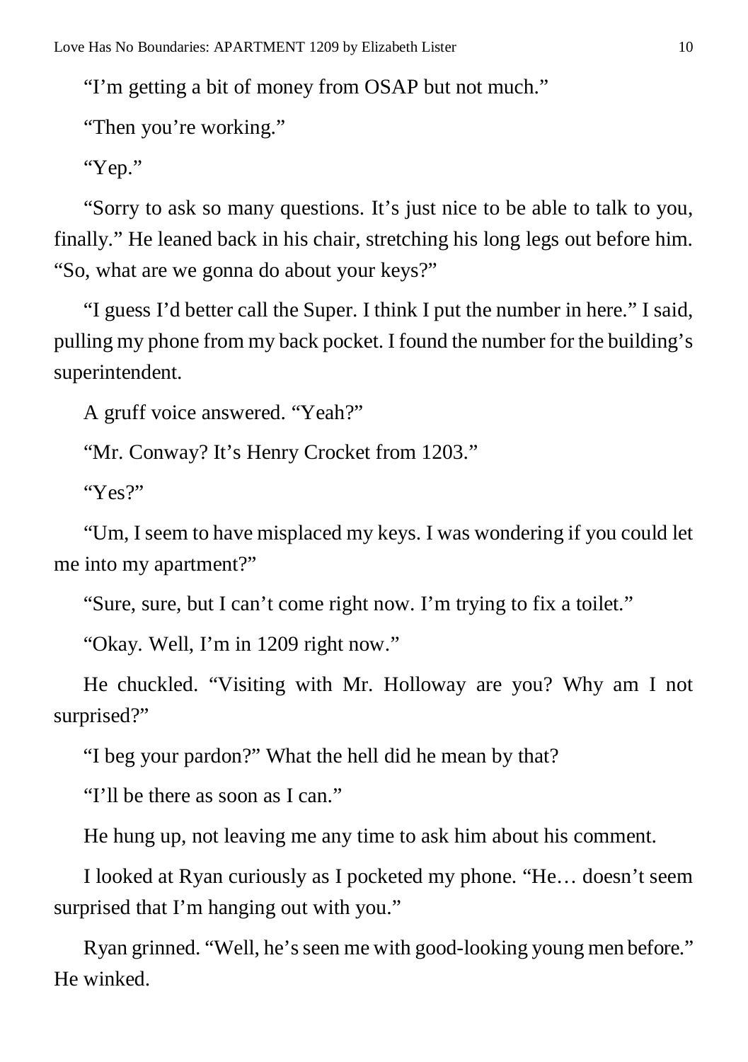"I'm getting a bit of money from OSAP but not much."

"Then you're working."

"Yep."

"Sorry to ask so many questions. It's just nice to be able to talk to you, finally." He leaned back in his chair, stretching his long legs out before him. "So, what are we gonna do about your keys?"

"I guess I'd better call the Super. I think I put the number in here." I said, pulling my phone from my back pocket. I found the number for the building's superintendent.

A gruff voice answered. "Yeah?"

"Mr. Conway? It's Henry Crocket from 1203."

"Yes?"

"Um, I seem to have misplaced my keys. I was wondering if you could let me into my apartment?"

"Sure, sure, but I can't come right now. I'm trying to fix a toilet."

"Okay. Well, I'm in 1209 right now."

He chuckled. "Visiting with Mr. Holloway are you? Why am I not surprised?"

"I beg your pardon?" What the hell did he mean by that?

"I'll be there as soon as I can."

He hung up, not leaving me any time to ask him about his comment.

I looked at Ryan curiously as I pocketed my phone. "He… doesn't seem surprised that I'm hanging out with you."

Ryan grinned. "Well, he's seen me with good-looking young men before." He winked.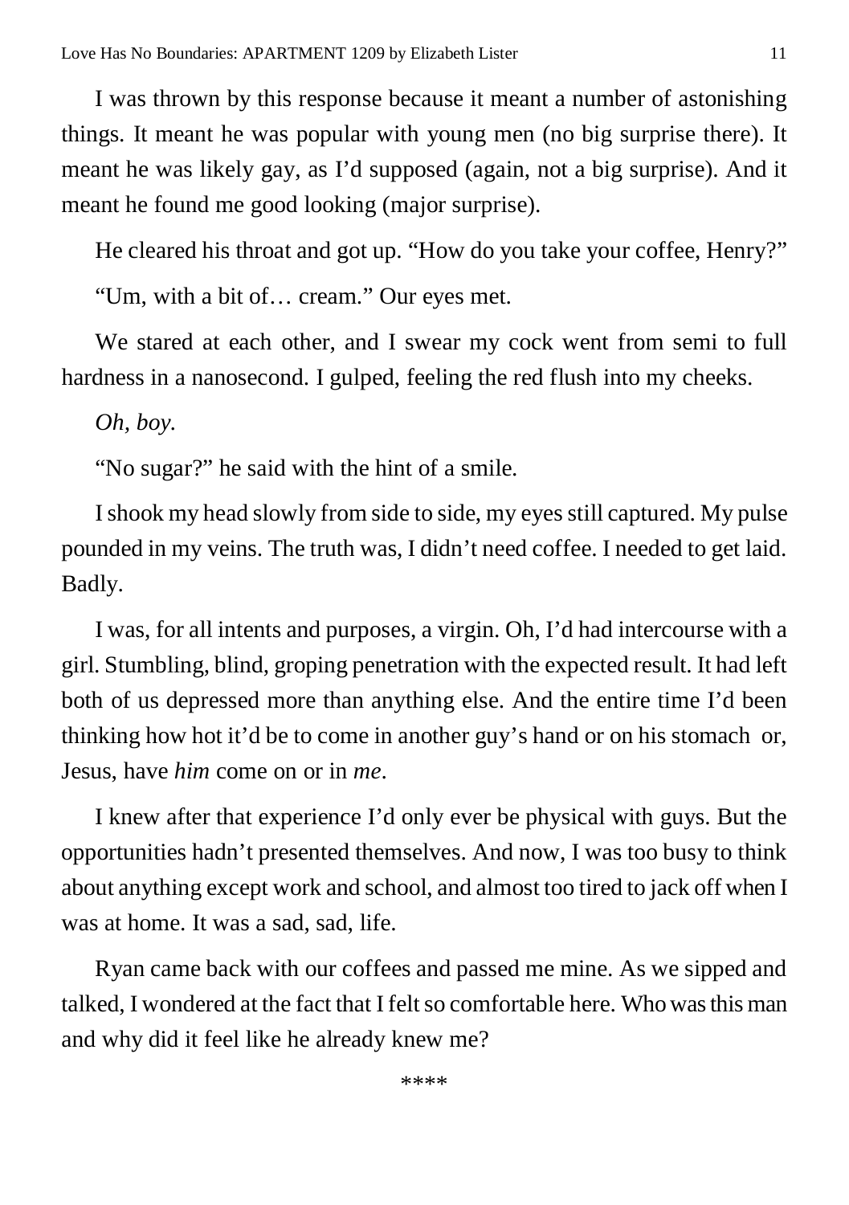I was thrown by this response because it meant a number of astonishing things. It meant he was popular with young men (no big surprise there). It meant he was likely gay, as I'd supposed (again, not a big surprise). And it meant he found me good looking (major surprise).

He cleared his throat and got up. "How do you take your coffee, Henry?"

"Um, with a bit of… cream." Our eyes met.

We stared at each other, and I swear my cock went from semi to full hardness in a nanosecond. I gulped, feeling the red flush into my cheeks.

*Oh, boy.*

"No sugar?" he said with the hint of a smile.

I shook my head slowly from side to side, my eyes still captured. My pulse pounded in my veins. The truth was, I didn't need coffee. I needed to get laid. Badly.

I was, for all intents and purposes, a virgin. Oh, I'd had intercourse with a girl. Stumbling, blind, groping penetration with the expected result. It had left both of us depressed more than anything else. And the entire time I'd been thinking how hot it'd be to come in another guy's hand or on his stomach or, Jesus, have *him* come on or in *me*.

I knew after that experience I'd only ever be physical with guys. But the opportunities hadn't presented themselves. And now, I was too busy to think about anything except work and school, and almost too tired to jack off when I was at home. It was a sad, sad, life.

Ryan came back with our coffees and passed me mine. As we sipped and talked, I wondered at the fact that I felt so comfortable here. Who was this man and why did it feel like he already knew me?

****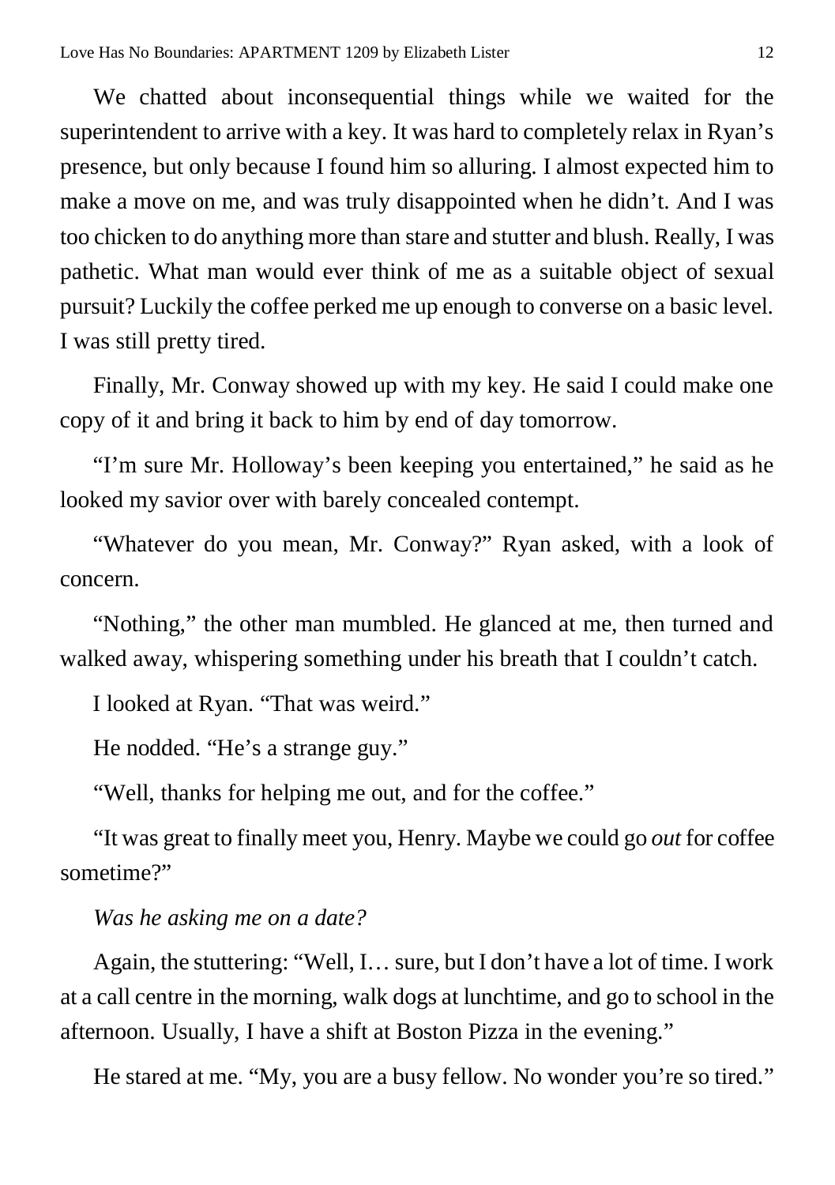We chatted about inconsequential things while we waited for the superintendent to arrive with a key. It was hard to completely relax in Ryan's presence, but only because I found him so alluring. I almost expected him to make a move on me, and was truly disappointed when he didn't. And I was too chicken to do anything more than stare and stutter and blush. Really, I was pathetic. What man would ever think of me as a suitable object of sexual pursuit? Luckily the coffee perked me up enough to converse on a basic level. I was still pretty tired.

Finally, Mr. Conway showed up with my key. He said I could make one copy of it and bring it back to him by end of day tomorrow.

"I'm sure Mr. Holloway's been keeping you entertained," he said as he looked my savior over with barely concealed contempt.

"Whatever do you mean, Mr. Conway?" Ryan asked, with a look of concern.

"Nothing," the other man mumbled. He glanced at me, then turned and walked away, whispering something under his breath that I couldn't catch.

I looked at Ryan. "That was weird."

He nodded. "He's a strange guy."

"Well, thanks for helping me out, and for the coffee."

"It was great to finally meet you, Henry. Maybe we could go *out* for coffee sometime?"

*Was he asking me on a date?*

Again, the stuttering: "Well, I… sure, but I don't have a lot of time. I work at a call centre in the morning, walk dogs at lunchtime, and go to school in the afternoon. Usually, I have a shift at Boston Pizza in the evening."

He stared at me. "My, you are a busy fellow. No wonder you're so tired."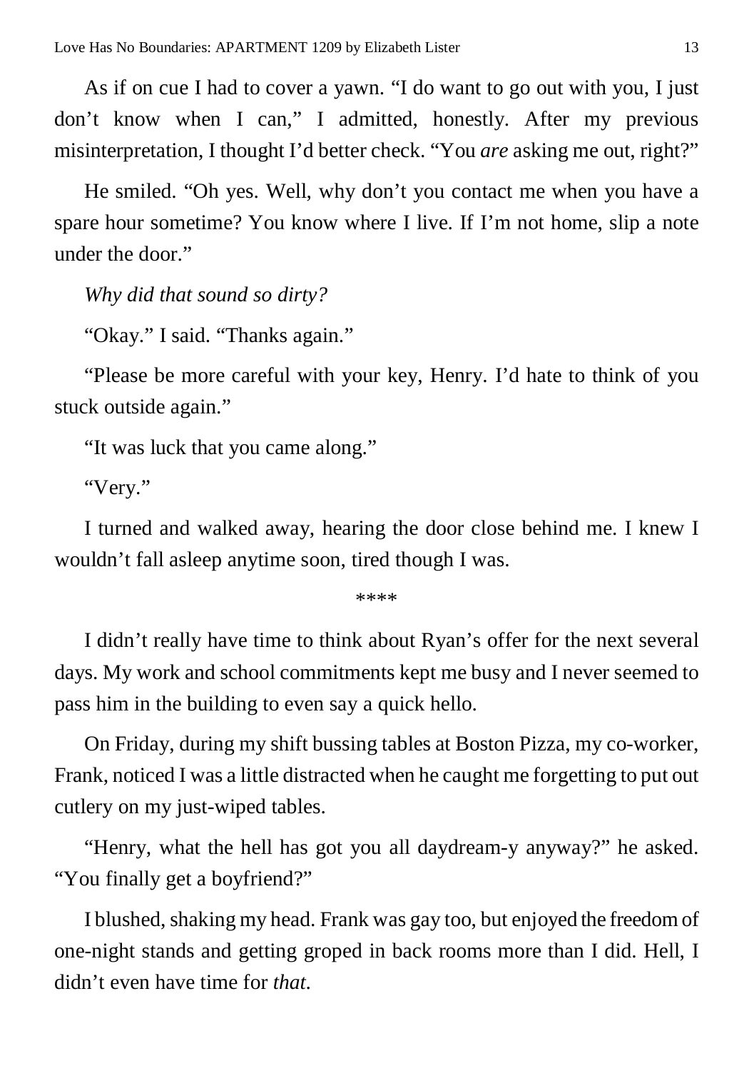As if on cue I had to cover a yawn. "I do want to go out with you, I just don't know when I can," I admitted, honestly. After my previous misinterpretation, I thought I'd better check. "You *are* asking me out, right?"

He smiled. "Oh yes. Well, why don't you contact me when you have a spare hour sometime? You know where I live. If I'm not home, slip a note under the door."

*Why did that sound so dirty?*

"Okay." I said. "Thanks again."

"Please be more careful with your key, Henry. I'd hate to think of you stuck outside again."

"It was luck that you came along."

"Very."

I turned and walked away, hearing the door close behind me. I knew I wouldn't fall asleep anytime soon, tired though I was.

****

I didn't really have time to think about Ryan's offer for the next several days. My work and school commitments kept me busy and I never seemed to pass him in the building to even say a quick hello.

On Friday, during my shift bussing tables at Boston Pizza, my co-worker, Frank, noticed I was a little distracted when he caught me forgetting to put out cutlery on my just-wiped tables.

"Henry, what the hell has got you all daydream-y anyway?" he asked. "You finally get a boyfriend?"

I blushed, shaking my head. Frank was gay too, but enjoyed the freedom of one-night stands and getting groped in back rooms more than I did. Hell, I didn't even have time for *that*.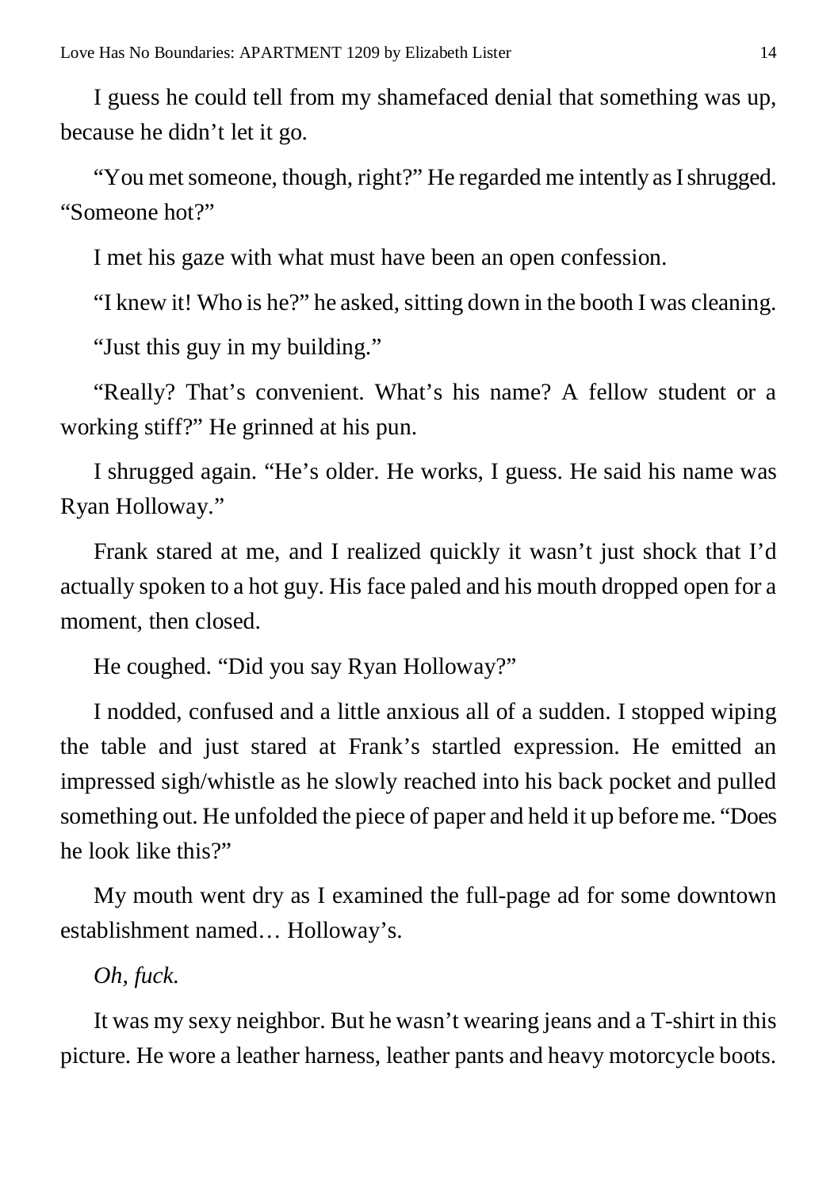I guess he could tell from my shamefaced denial that something was up, because he didn't let it go.

"You met someone, though, right?" He regarded me intently as I shrugged. "Someone hot?"

I met his gaze with what must have been an open confession.

"I knew it! Who is he?" he asked, sitting down in the booth I was cleaning.

"Just this guy in my building."

"Really? That's convenient. What's his name? A fellow student or a working stiff?" He grinned at his pun.

I shrugged again. "He's older. He works, I guess. He said his name was Ryan Holloway."

Frank stared at me, and I realized quickly it wasn't just shock that I'd actually spoken to a hot guy. His face paled and his mouth dropped open for a moment, then closed.

He coughed. "Did you say Ryan Holloway?"

I nodded, confused and a little anxious all of a sudden. I stopped wiping the table and just stared at Frank's startled expression. He emitted an impressed sigh/whistle as he slowly reached into his back pocket and pulled something out. He unfolded the piece of paper and held it up before me. "Does he look like this?"

My mouth went dry as I examined the full-page ad for some downtown establishment named… Holloway's.

*Oh, fuck.*

It was my sexy neighbor. But he wasn't wearing jeans and a T-shirt in this picture. He wore a leather harness, leather pants and heavy motorcycle boots.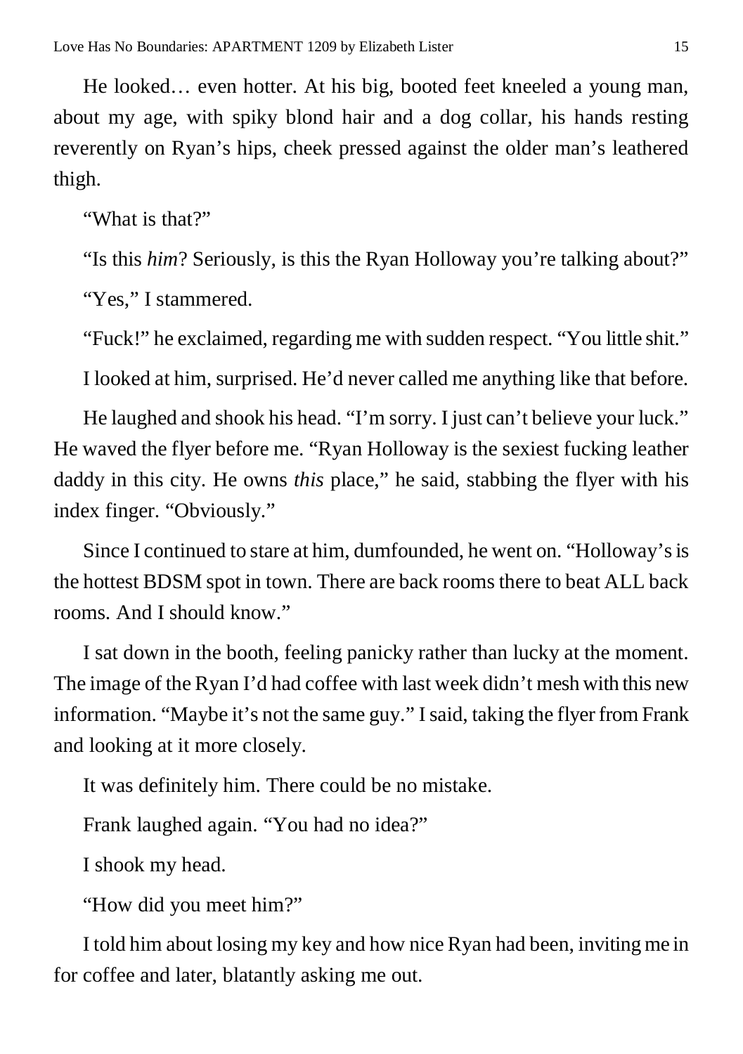He looked… even hotter. At his big, booted feet kneeled a young man, about my age, with spiky blond hair and a dog collar, his hands resting reverently on Ryan's hips, cheek pressed against the older man's leathered thigh.

"What is that?"

"Is this *him*? Seriously, is this the Ryan Holloway you're talking about?"

"Yes," I stammered.

"Fuck!" he exclaimed, regarding me with sudden respect. "You little shit."

I looked at him, surprised. He'd never called me anything like that before.

He laughed and shook his head. "I'm sorry. I just can't believe your luck." He waved the flyer before me. "Ryan Holloway is the sexiest fucking leather daddy in this city. He owns *this* place," he said, stabbing the flyer with his index finger. "Obviously."

Since I continued to stare at him, dumfounded, he went on. "Holloway's is the hottest BDSM spot in town. There are back rooms there to beat ALL back rooms. And I should know."

I sat down in the booth, feeling panicky rather than lucky at the moment. The image of the Ryan I'd had coffee with last week didn't mesh with this new information. "Maybe it's not the same guy." I said, taking the flyer from Frank and looking at it more closely.

It was definitely him. There could be no mistake.

Frank laughed again. "You had no idea?"

I shook my head.

"How did you meet him?"

I told him about losing my key and how nice Ryan had been, inviting me in for coffee and later, blatantly asking me out.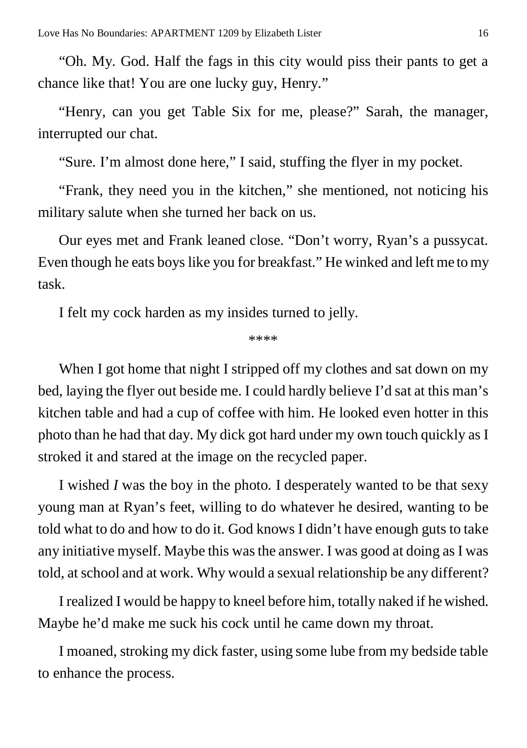"Oh. My. God. Half the fags in this city would piss their pants to get a chance like that! You are one lucky guy, Henry."

"Henry, can you get Table Six for me, please?" Sarah, the manager, interrupted our chat.

"Sure. I'm almost done here," I said, stuffing the flyer in my pocket.

"Frank, they need you in the kitchen," she mentioned, not noticing his military salute when she turned her back on us.

Our eyes met and Frank leaned close. "Don't worry, Ryan's a pussycat. Even though he eats boys like you for breakfast." He winked and left me to my task.

I felt my cock harden as my insides turned to jelly.

****

When I got home that night I stripped off my clothes and sat down on my bed, laying the flyer out beside me. I could hardly believe I'd sat at this man's kitchen table and had a cup of coffee with him. He looked even hotter in this photo than he had that day. My dick got hard under my own touch quickly as I stroked it and stared at the image on the recycled paper.

I wished *I* was the boy in the photo. I desperately wanted to be that sexy young man at Ryan's feet, willing to do whatever he desired, wanting to be told what to do and how to do it. God knows I didn't have enough guts to take any initiative myself. Maybe this was the answer. I was good at doing as I was told, at school and at work. Why would a sexual relationship be any different?

I realized I would be happy to kneel before him, totally naked if he wished. Maybe he'd make me suck his cock until he came down my throat.

I moaned, stroking my dick faster, using some lube from my bedside table to enhance the process.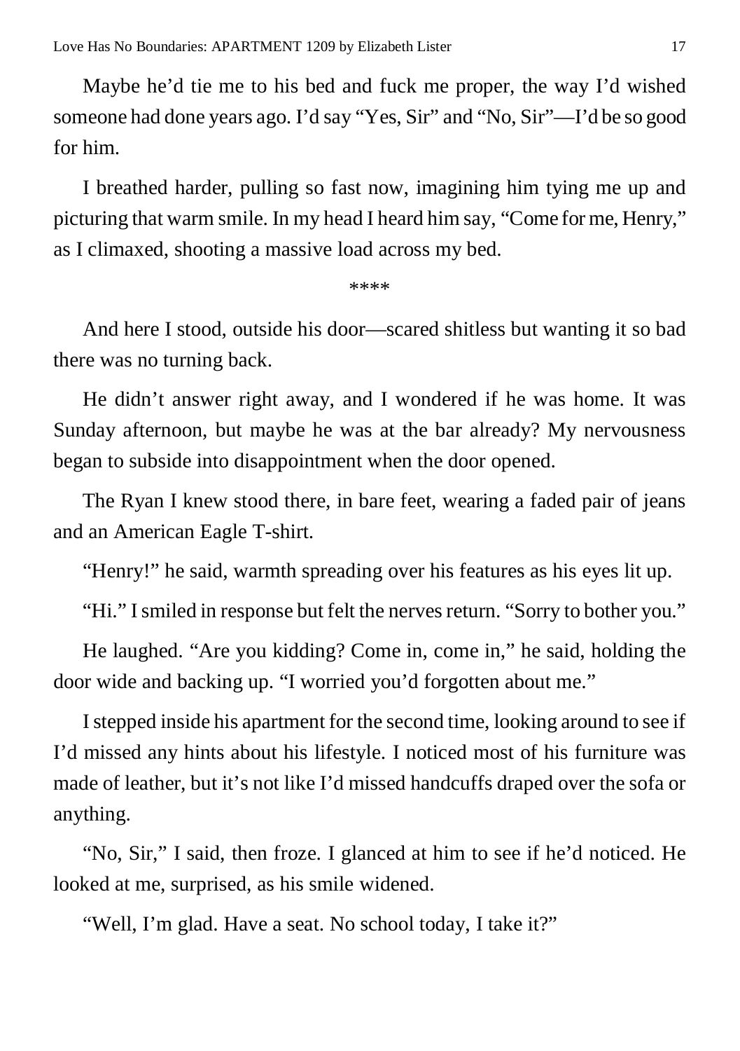Maybe he'd tie me to his bed and fuck me proper, the way I'd wished someone had done years ago. I'd say "Yes, Sir" and "No, Sir"—I'd be so good for him.

I breathed harder, pulling so fast now, imagining him tying me up and picturing that warm smile. In my head I heard him say, "Come for me, Henry," as I climaxed, shooting a massive load across my bed.

****

And here I stood, outside his door—scared shitless but wanting it so bad there was no turning back.

He didn't answer right away, and I wondered if he was home. It was Sunday afternoon, but maybe he was at the bar already? My nervousness began to subside into disappointment when the door opened.

The Ryan I knew stood there, in bare feet, wearing a faded pair of jeans and an American Eagle T-shirt.

"Henry!" he said, warmth spreading over his features as his eyes lit up.

"Hi." I smiled in response but felt the nerves return. "Sorry to bother you."

He laughed. "Are you kidding? Come in, come in," he said, holding the door wide and backing up. "I worried you'd forgotten about me."

I stepped inside his apartment for the second time, looking around to see if I'd missed any hints about his lifestyle. I noticed most of his furniture was made of leather, but it's not like I'd missed handcuffs draped over the sofa or anything.

"No, Sir," I said, then froze. I glanced at him to see if he'd noticed. He looked at me, surprised, as his smile widened.

"Well, I'm glad. Have a seat. No school today, I take it?"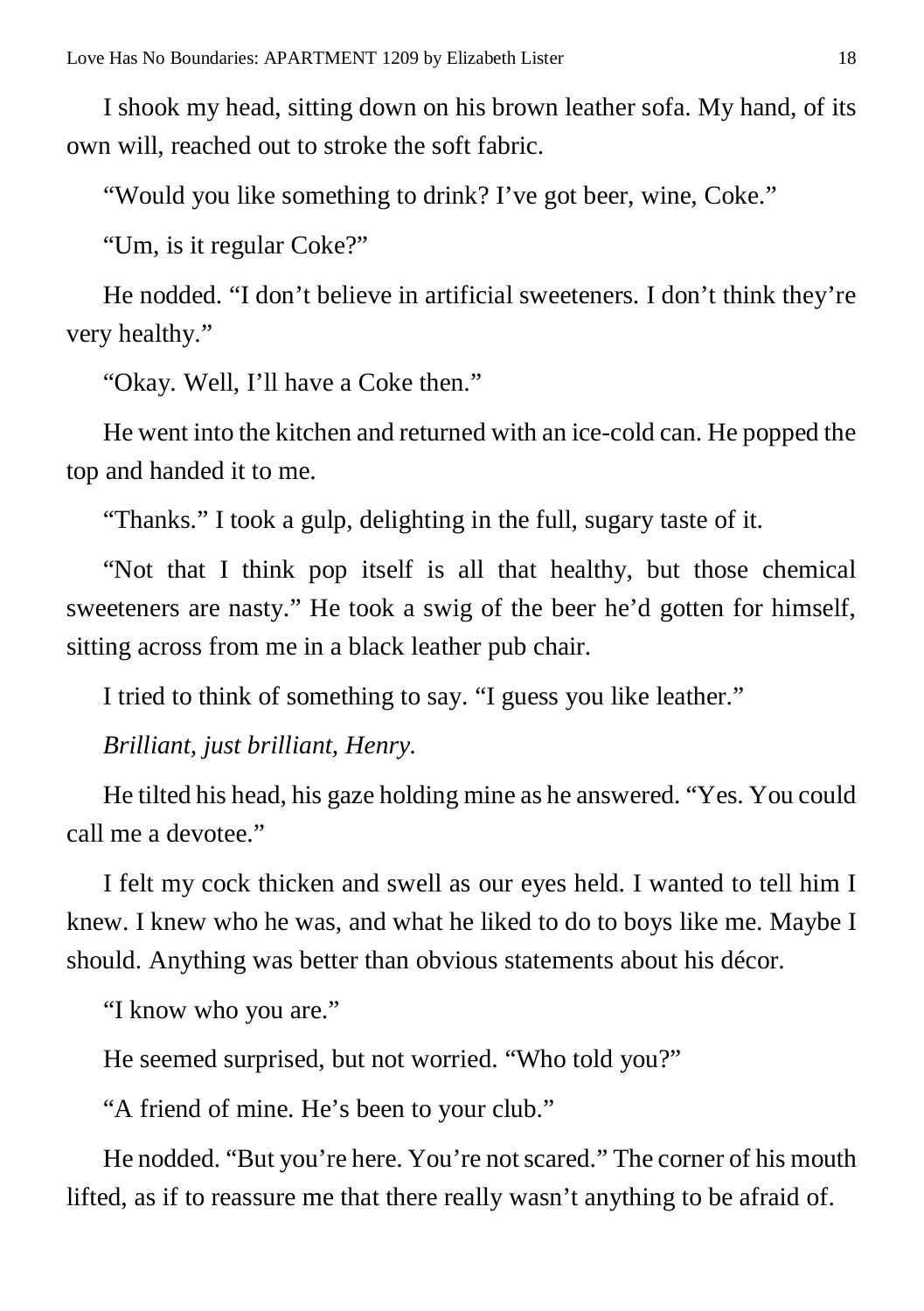I shook my head, sitting down on his brown leather sofa. My hand, of its own will, reached out to stroke the soft fabric.

"Would you like something to drink? I've got beer, wine, Coke."

"Um, is it regular Coke?"

He nodded. "I don't believe in artificial sweeteners. I don't think they're very healthy."

"Okay. Well, I'll have a Coke then."

He went into the kitchen and returned with an ice-cold can. He popped the top and handed it to me.

"Thanks." I took a gulp, delighting in the full, sugary taste of it.

"Not that I think pop itself is all that healthy, but those chemical sweeteners are nasty." He took a swig of the beer he'd gotten for himself, sitting across from me in a black leather pub chair.

I tried to think of something to say. "I guess you like leather."

*Brilliant, just brilliant, Henry.*

He tilted his head, his gaze holding mine as he answered. "Yes. You could call me a devotee."

I felt my cock thicken and swell as our eyes held. I wanted to tell him I knew. I knew who he was, and what he liked to do to boys like me. Maybe I should. Anything was better than obvious statements about his décor.

"I know who you are."

He seemed surprised, but not worried. "Who told you?"

"A friend of mine. He's been to your club."

He nodded. "But you're here. You're not scared." The corner of his mouth lifted, as if to reassure me that there really wasn't anything to be afraid of.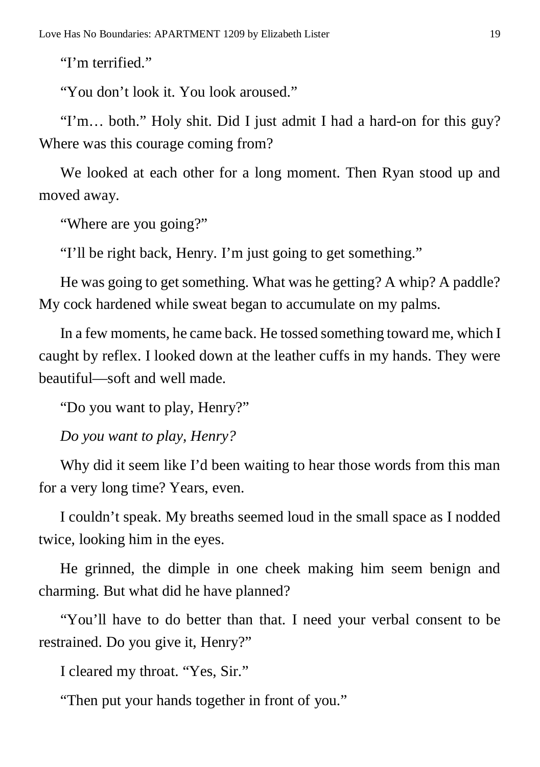"I'm terrified."

"You don't look it. You look aroused."

"I'm… both." Holy shit. Did I just admit I had a hard-on for this guy? Where was this courage coming from?

We looked at each other for a long moment. Then Ryan stood up and moved away.

"Where are you going?"

"I'll be right back, Henry. I'm just going to get something."

He was going to get something. What was he getting? A whip? A paddle? My cock hardened while sweat began to accumulate on my palms.

In a few moments, he came back. He tossed something toward me, which I caught by reflex. I looked down at the leather cuffs in my hands. They were beautiful—soft and well made.

"Do you want to play, Henry?"

*Do you want to play, Henry?*

Why did it seem like I'd been waiting to hear those words from this man for a very long time? Years, even.

I couldn't speak. My breaths seemed loud in the small space as I nodded twice, looking him in the eyes.

He grinned, the dimple in one cheek making him seem benign and charming. But what did he have planned?

"You'll have to do better than that. I need your verbal consent to be restrained. Do you give it, Henry?"

I cleared my throat. "Yes, Sir."

"Then put your hands together in front of you."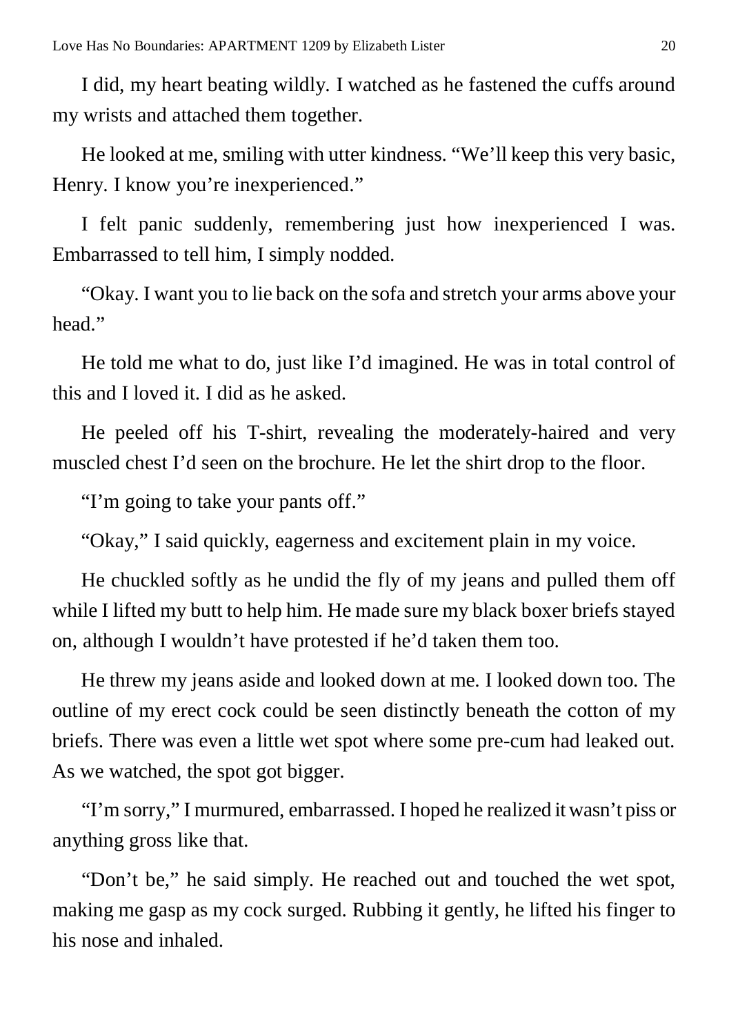I did, my heart beating wildly. I watched as he fastened the cuffs around my wrists and attached them together.

He looked at me, smiling with utter kindness. "We'll keep this very basic, Henry. I know you're inexperienced."

I felt panic suddenly, remembering just how inexperienced I was. Embarrassed to tell him, I simply nodded.

"Okay. I want you to lie back on the sofa and stretch your arms above your head."

He told me what to do, just like I'd imagined. He was in total control of this and I loved it. I did as he asked.

He peeled off his T-shirt, revealing the moderately-haired and very muscled chest I'd seen on the brochure. He let the shirt drop to the floor.

"I'm going to take your pants off."

"Okay," I said quickly, eagerness and excitement plain in my voice.

He chuckled softly as he undid the fly of my jeans and pulled them off while I lifted my butt to help him. He made sure my black boxer briefs stayed on, although I wouldn't have protested if he'd taken them too.

He threw my jeans aside and looked down at me. I looked down too. The outline of my erect cock could be seen distinctly beneath the cotton of my briefs. There was even a little wet spot where some pre-cum had leaked out. As we watched, the spot got bigger.

"I'm sorry," I murmured, embarrassed. I hoped he realized it wasn't piss or anything gross like that.

"Don't be," he said simply. He reached out and touched the wet spot, making me gasp as my cock surged. Rubbing it gently, he lifted his finger to his nose and inhaled.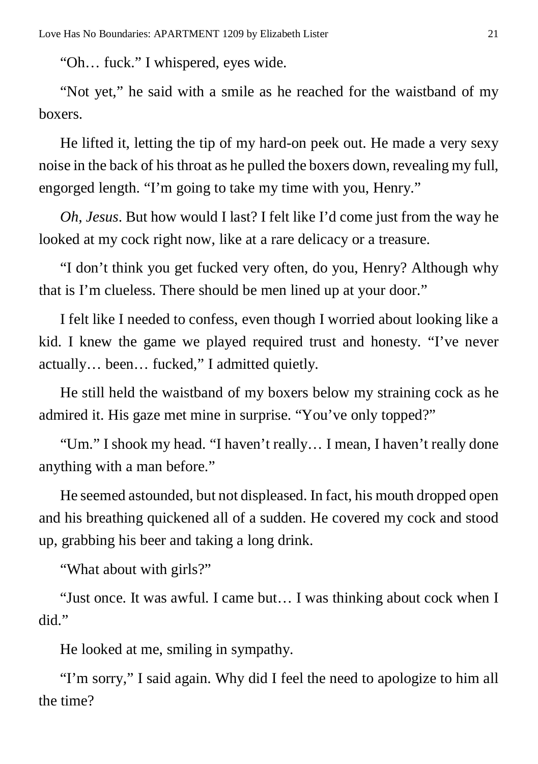"Oh… fuck." I whispered, eyes wide.

"Not yet," he said with a smile as he reached for the waistband of my boxers.

He lifted it, letting the tip of my hard-on peek out. He made a very sexy noise in the back of his throat as he pulled the boxers down, revealing my full, engorged length. "I'm going to take my time with you, Henry."

*Oh, Jesus*. But how would I last? I felt like I'd come just from the way he looked at my cock right now, like at a rare delicacy or a treasure.

"I don't think you get fucked very often, do you, Henry? Although why that is I'm clueless. There should be men lined up at your door."

I felt like I needed to confess, even though I worried about looking like a kid. I knew the game we played required trust and honesty. "I've never actually… been… fucked," I admitted quietly.

He still held the waistband of my boxers below my straining cock as he admired it. His gaze met mine in surprise. "You've only topped?"

"Um." I shook my head. "I haven't really… I mean, I haven't really done anything with a man before."

He seemed astounded, but not displeased. In fact, his mouth dropped open and his breathing quickened all of a sudden. He covered my cock and stood up, grabbing his beer and taking a long drink.

"What about with girls?"

"Just once. It was awful. I came but… I was thinking about cock when I did."

He looked at me, smiling in sympathy.

"I'm sorry," I said again. Why did I feel the need to apologize to him all the time?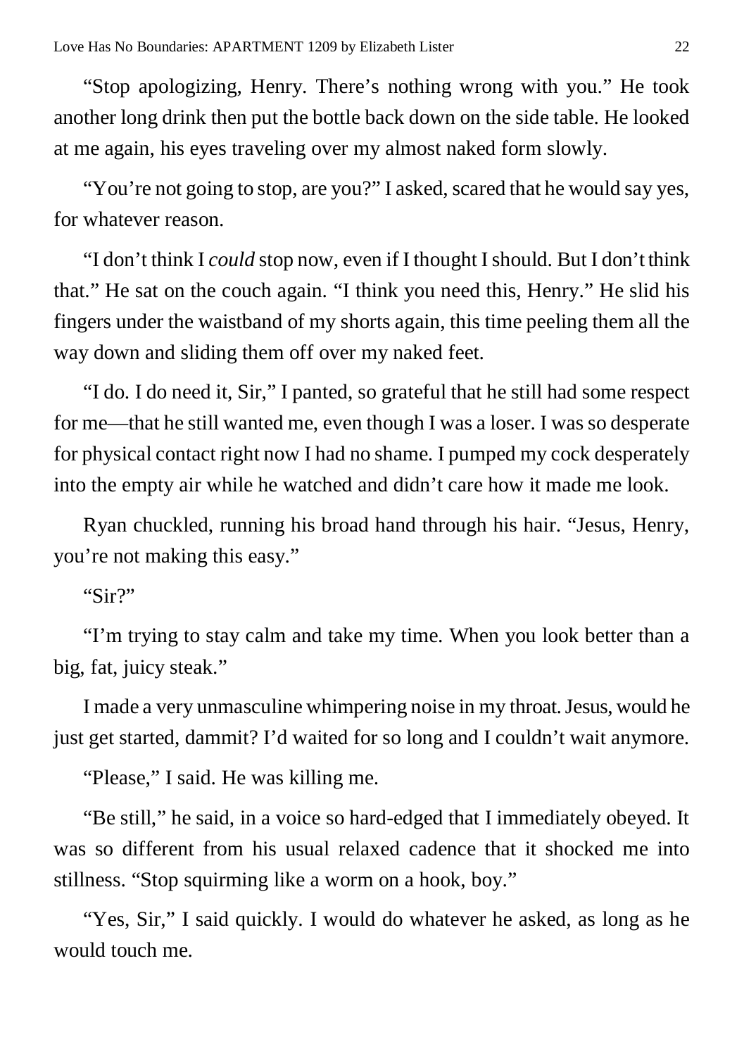"Stop apologizing, Henry. There's nothing wrong with you." He took another long drink then put the bottle back down on the side table. He looked at me again, his eyes traveling over my almost naked form slowly.

"You're not going to stop, are you?" I asked, scared that he would say yes, for whatever reason.

"I don't think I *could* stop now, even if I thought I should. But I don't think that." He sat on the couch again. "I think you need this, Henry." He slid his fingers under the waistband of my shorts again, this time peeling them all the way down and sliding them off over my naked feet.

"I do. I do need it, Sir," I panted, so grateful that he still had some respect for me—that he still wanted me, even though I was a loser. I was so desperate for physical contact right now I had no shame. I pumped my cock desperately into the empty air while he watched and didn't care how it made me look.

Ryan chuckled, running his broad hand through his hair. "Jesus, Henry, you're not making this easy."

"Sir?"

"I'm trying to stay calm and take my time. When you look better than a big, fat, juicy steak."

I made a very unmasculine whimpering noise in my throat. Jesus, would he just get started, dammit? I'd waited for so long and I couldn't wait anymore.

"Please," I said. He was killing me.

"Be still," he said, in a voice so hard-edged that I immediately obeyed. It was so different from his usual relaxed cadence that it shocked me into stillness. "Stop squirming like a worm on a hook, boy."

"Yes, Sir," I said quickly. I would do whatever he asked, as long as he would touch me.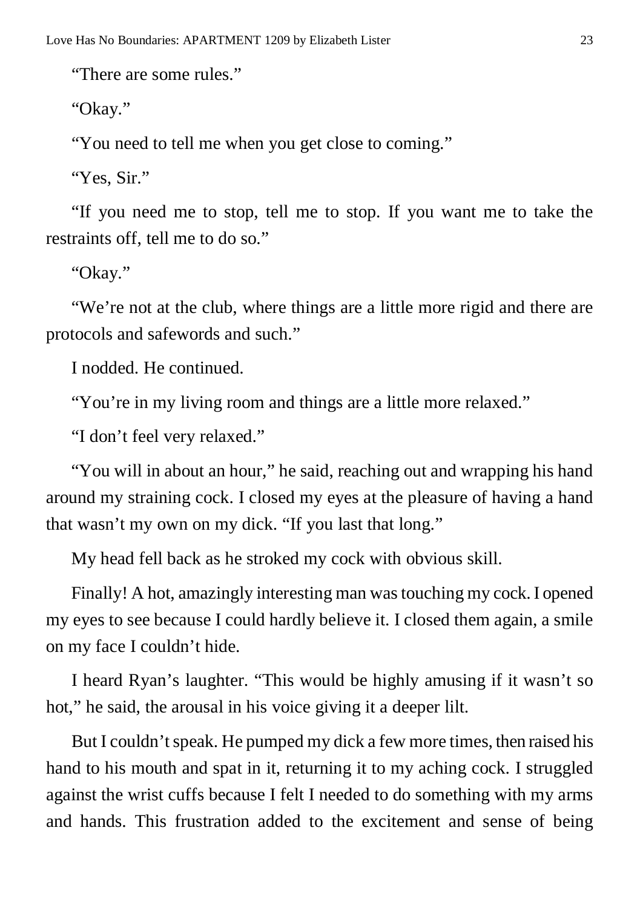"There are some rules."

"Okay."

"You need to tell me when you get close to coming."

"Yes, Sir."

"If you need me to stop, tell me to stop. If you want me to take the restraints off, tell me to do so."

"Okay."

"We're not at the club, where things are a little more rigid and there are protocols and safewords and such."

I nodded. He continued.

"You're in my living room and things are a little more relaxed."

"I don't feel very relaxed."

"You will in about an hour," he said, reaching out and wrapping his hand around my straining cock. I closed my eyes at the pleasure of having a hand that wasn't my own on my dick. "If you last that long."

My head fell back as he stroked my cock with obvious skill.

Finally! A hot, amazingly interesting man was touching my cock. I opened my eyes to see because I could hardly believe it. I closed them again, a smile on my face I couldn't hide.

I heard Ryan's laughter. "This would be highly amusing if it wasn't so hot," he said, the arousal in his voice giving it a deeper lilt.

But I couldn't speak. He pumped my dick a few more times, then raised his hand to his mouth and spat in it, returning it to my aching cock. I struggled against the wrist cuffs because I felt I needed to do something with my arms and hands. This frustration added to the excitement and sense of being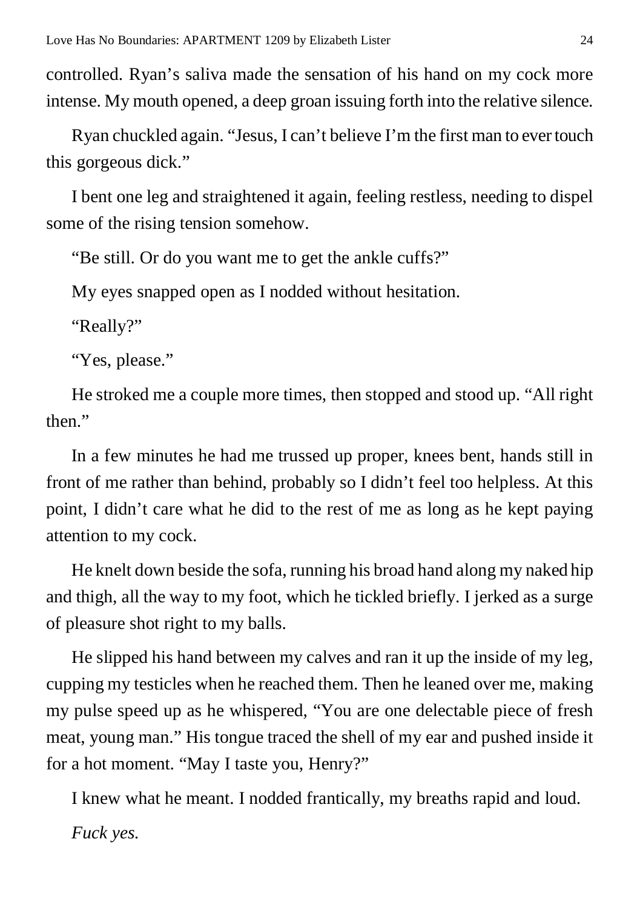controlled. Ryan's saliva made the sensation of his hand on my cock more intense. My mouth opened, a deep groan issuing forth into the relative silence.

Ryan chuckled again. "Jesus, I can't believe I'm the first man to ever touch this gorgeous dick."

I bent one leg and straightened it again, feeling restless, needing to dispel some of the rising tension somehow.

"Be still. Or do you want me to get the ankle cuffs?"

My eyes snapped open as I nodded without hesitation.

"Really?"

"Yes, please."

He stroked me a couple more times, then stopped and stood up. "All right then."

In a few minutes he had me trussed up proper, knees bent, hands still in front of me rather than behind, probably so I didn't feel too helpless. At this point, I didn't care what he did to the rest of me as long as he kept paying attention to my cock.

He knelt down beside the sofa, running his broad hand along my naked hip and thigh, all the way to my foot, which he tickled briefly. I jerked as a surge of pleasure shot right to my balls.

He slipped his hand between my calves and ran it up the inside of my leg, cupping my testicles when he reached them. Then he leaned over me, making my pulse speed up as he whispered, "You are one delectable piece of fresh meat, young man." His tongue traced the shell of my ear and pushed inside it for a hot moment. "May I taste you, Henry?"

I knew what he meant. I nodded frantically, my breaths rapid and loud.

*Fuck yes.*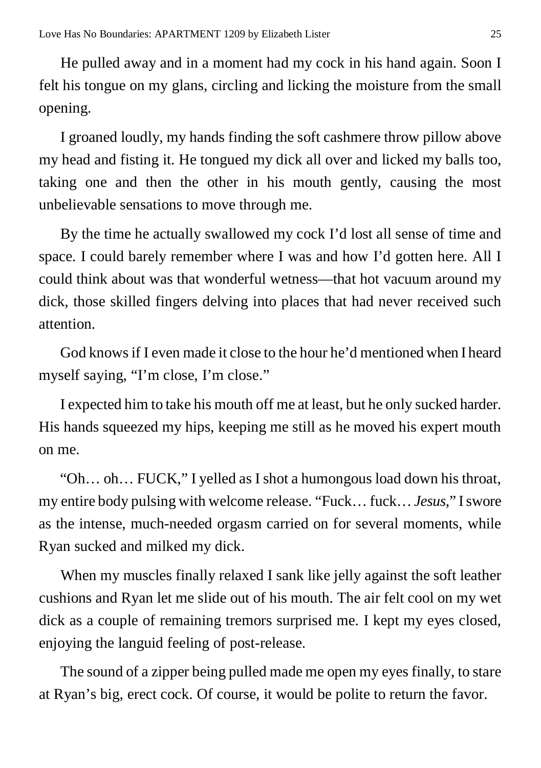He pulled away and in a moment had my cock in his hand again. Soon I felt his tongue on my glans, circling and licking the moisture from the small opening.

I groaned loudly, my hands finding the soft cashmere throw pillow above my head and fisting it. He tongued my dick all over and licked my balls too, taking one and then the other in his mouth gently, causing the most unbelievable sensations to move through me.

By the time he actually swallowed my cock I'd lost all sense of time and space. I could barely remember where I was and how I'd gotten here. All I could think about was that wonderful wetness—that hot vacuum around my dick, those skilled fingers delving into places that had never received such attention.

God knows if I even made it close to the hour he'd mentioned when I heard myself saying, "I'm close, I'm close."

I expected him to take his mouth off me at least, but he only sucked harder. His hands squeezed my hips, keeping me still as he moved his expert mouth on me.

"Oh… oh… FUCK," I yelled as I shot a humongous load down his throat, my entire body pulsing with welcome release. "Fuck… fuck… *Jesus*," I swore as the intense, much-needed orgasm carried on for several moments, while Ryan sucked and milked my dick.

When my muscles finally relaxed I sank like jelly against the soft leather cushions and Ryan let me slide out of his mouth. The air felt cool on my wet dick as a couple of remaining tremors surprised me. I kept my eyes closed, enjoying the languid feeling of post-release.

The sound of a zipper being pulled made me open my eyes finally, to stare at Ryan's big, erect cock. Of course, it would be polite to return the favor.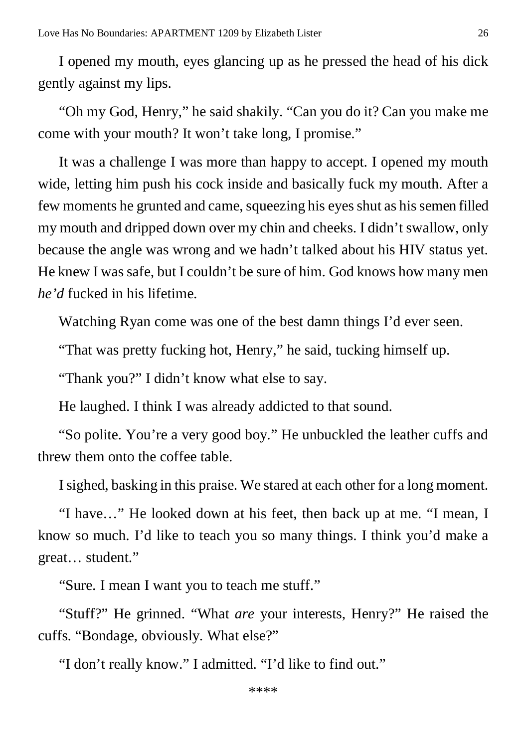I opened my mouth, eyes glancing up as he pressed the head of his dick gently against my lips.

"Oh my God, Henry," he said shakily. "Can you do it? Can you make me come with your mouth? It won't take long, I promise."

It was a challenge I was more than happy to accept. I opened my mouth wide, letting him push his cock inside and basically fuck my mouth. After a few moments he grunted and came, squeezing his eyes shut as his semen filled my mouth and dripped down over my chin and cheeks. I didn't swallow, only because the angle was wrong and we hadn't talked about his HIV status yet. He knew I was safe, but I couldn't be sure of him. God knows how many men *he'd* fucked in his lifetime.

Watching Ryan come was one of the best damn things I'd ever seen.

"That was pretty fucking hot, Henry," he said, tucking himself up.

"Thank you?" I didn't know what else to say.

He laughed. I think I was already addicted to that sound.

"So polite. You're a very good boy." He unbuckled the leather cuffs and threw them onto the coffee table.

I sighed, basking in this praise. We stared at each other for a long moment.

"I have…" He looked down at his feet, then back up at me. "I mean, I know so much. I'd like to teach you so many things. I think you'd make a great… student."

"Sure. I mean I want you to teach me stuff."

"Stuff?" He grinned. "What *are* your interests, Henry?" He raised the cuffs. "Bondage, obviously. What else?"

"I don't really know." I admitted. "I'd like to find out."

****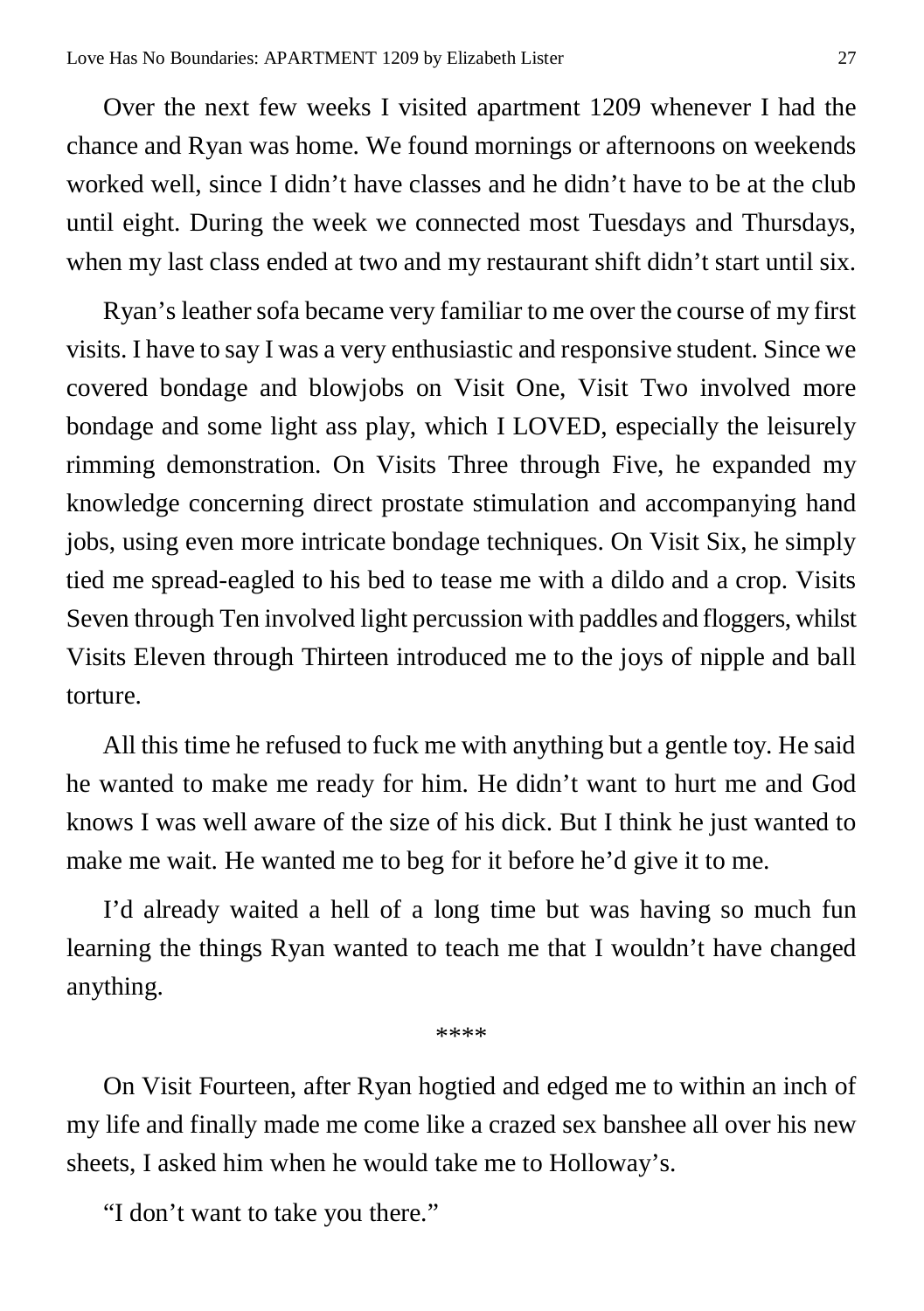Over the next few weeks I visited apartment 1209 whenever I had the chance and Ryan was home. We found mornings or afternoons on weekends worked well, since I didn't have classes and he didn't have to be at the club until eight. During the week we connected most Tuesdays and Thursdays, when my last class ended at two and my restaurant shift didn't start until six.

Ryan's leather sofa became very familiar to me over the course of my first visits. I have to say I was a very enthusiastic and responsive student. Since we covered bondage and blowjobs on Visit One, Visit Two involved more bondage and some light ass play, which I LOVED, especially the leisurely rimming demonstration. On Visits Three through Five, he expanded my knowledge concerning direct prostate stimulation and accompanying hand jobs, using even more intricate bondage techniques. On Visit Six, he simply tied me spread-eagled to his bed to tease me with a dildo and a crop. Visits Seven through Ten involved light percussion with paddles and floggers, whilst Visits Eleven through Thirteen introduced me to the joys of nipple and ball torture.

All this time he refused to fuck me with anything but a gentle toy. He said he wanted to make me ready for him. He didn't want to hurt me and God knows I was well aware of the size of his dick. But I think he just wanted to make me wait. He wanted me to beg for it before he'd give it to me.

I'd already waited a hell of a long time but was having so much fun learning the things Ryan wanted to teach me that I wouldn't have changed anything.

****

On Visit Fourteen, after Ryan hogtied and edged me to within an inch of my life and finally made me come like a crazed sex banshee all over his new sheets, I asked him when he would take me to Holloway's.

"I don't want to take you there."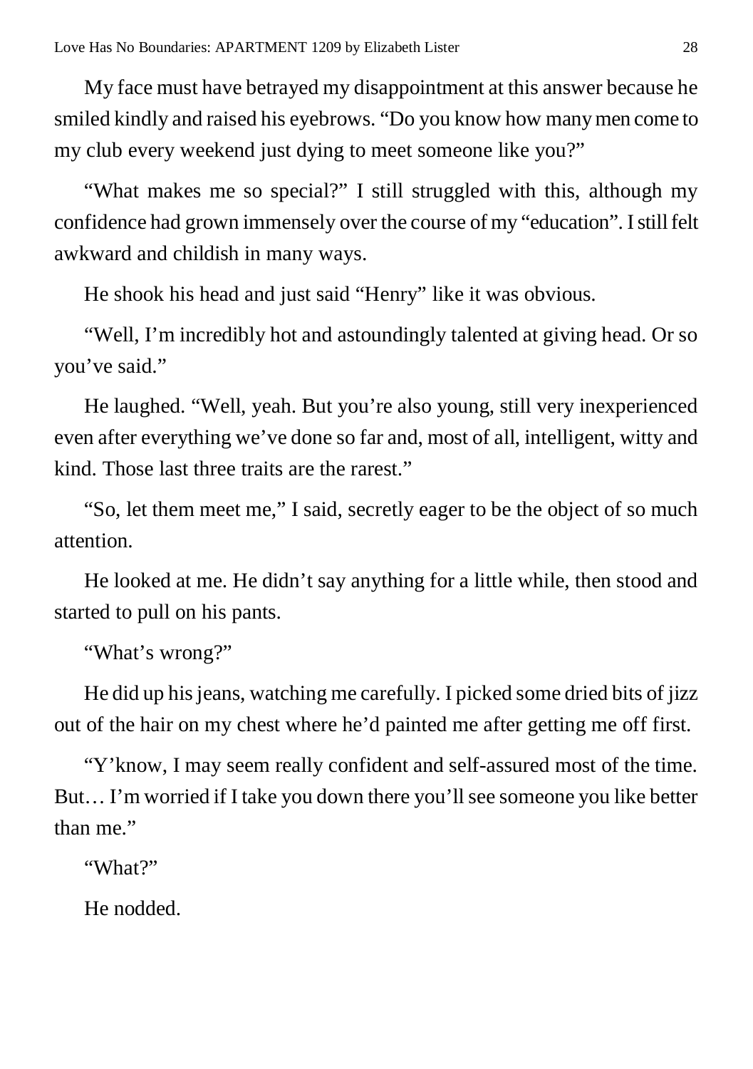My face must have betrayed my disappointment at this answer because he smiled kindly and raised his eyebrows. "Do you know how many men come to my club every weekend just dying to meet someone like you?"

"What makes me so special?" I still struggled with this, although my confidence had grown immensely over the course of my "education". I still felt awkward and childish in many ways.

He shook his head and just said "Henry" like it was obvious.

"Well, I'm incredibly hot and astoundingly talented at giving head. Or so you've said."

He laughed. "Well, yeah. But you're also young, still very inexperienced even after everything we've done so far and, most of all, intelligent, witty and kind. Those last three traits are the rarest."

"So, let them meet me," I said, secretly eager to be the object of so much attention.

He looked at me. He didn't say anything for a little while, then stood and started to pull on his pants.

"What's wrong?"

He did up his jeans, watching me carefully. I picked some dried bits of jizz out of the hair on my chest where he'd painted me after getting me off first.

"Y'know, I may seem really confident and self-assured most of the time. But… I'm worried if I take you down there you'll see someone you like better than me."

"What?"

He nodded.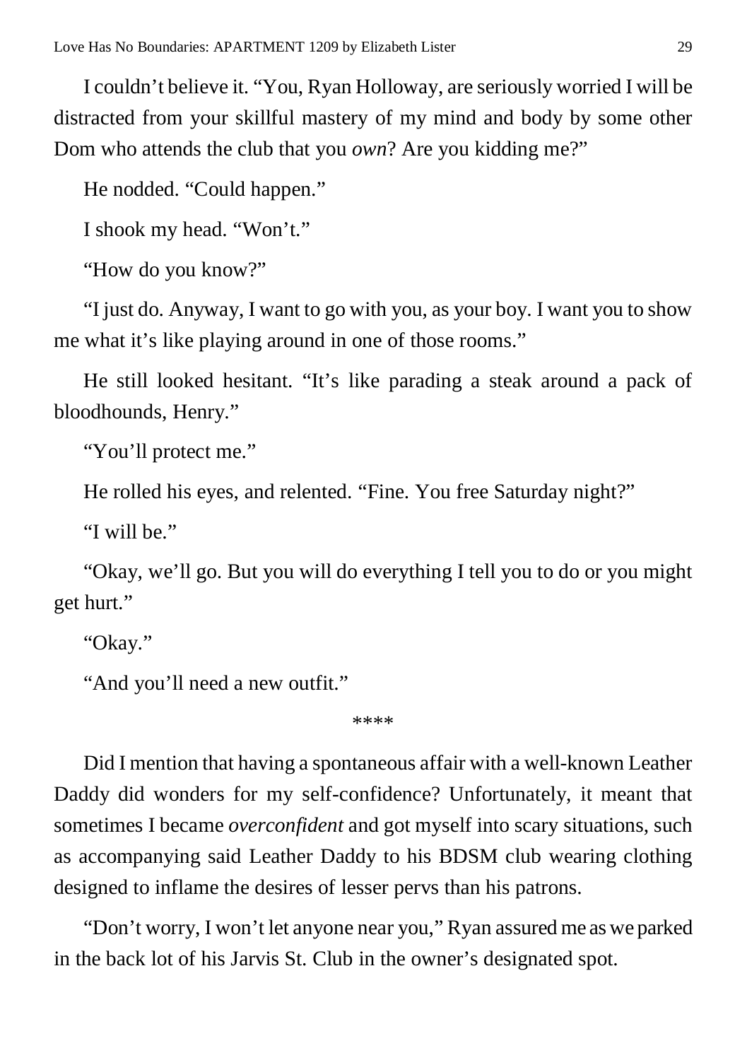I couldn't believe it. "You, Ryan Holloway, are seriously worried I will be distracted from your skillful mastery of my mind and body by some other Dom who attends the club that you *own*? Are you kidding me?"

He nodded. "Could happen."

I shook my head. "Won't."

"How do you know?"

"I just do. Anyway, I want to go with you, as your boy. I want you to show me what it's like playing around in one of those rooms."

He still looked hesitant. "It's like parading a steak around a pack of bloodhounds, Henry."

"You'll protect me."

He rolled his eyes, and relented. "Fine. You free Saturday night?"

"I will be."

"Okay, we'll go. But you will do everything I tell you to do or you might get hurt."

"Okay."

"And you'll need a new outfit."

****

Did I mention that having a spontaneous affair with a well-known Leather Daddy did wonders for my self-confidence? Unfortunately, it meant that sometimes I became *overconfident* and got myself into scary situations, such as accompanying said Leather Daddy to his BDSM club wearing clothing designed to inflame the desires of lesser pervs than his patrons.

"Don't worry, I won't let anyone near you," Ryan assured me as we parked in the back lot of his Jarvis St. Club in the owner's designated spot.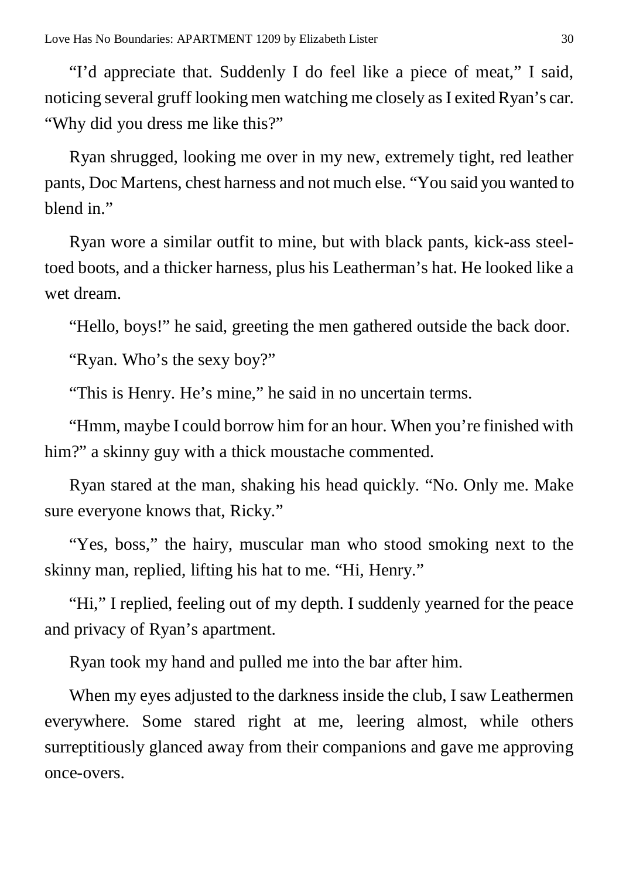"I'd appreciate that. Suddenly I do feel like a piece of meat," I said, noticing several gruff looking men watching me closely as I exited Ryan's car. "Why did you dress me like this?"

Ryan shrugged, looking me over in my new, extremely tight, red leather pants, Doc Martens, chest harness and not much else. "You said you wanted to blend in."

Ryan wore a similar outfit to mine, but with black pants, kick-ass steel-toed boots, and a thicker harness, plus his Leatherman's hat. He looked like a wet dream.

"Hello, boys!" he said, greeting the men gathered outside the back door.

"Ryan. Who's the sexy boy?"

"This is Henry. He's mine," he said in no uncertain terms.

"Hmm, maybe I could borrow him for an hour. When you're finished with him?" a skinny guy with a thick moustache commented.

Ryan stared at the man, shaking his head quickly. "No. Only me. Make sure everyone knows that, Ricky."

"Yes, boss," the hairy, muscular man who stood smoking next to the skinny man, replied, lifting his hat to me. "Hi, Henry."

"Hi," I replied, feeling out of my depth. I suddenly yearned for the peace and privacy of Ryan's apartment.

Ryan took my hand and pulled me into the bar after him.

When my eyes adjusted to the darkness inside the club, I saw Leathermen everywhere. Some stared right at me, leering almost, while others surreptitiously glanced away from their companions and gave me approving once-overs.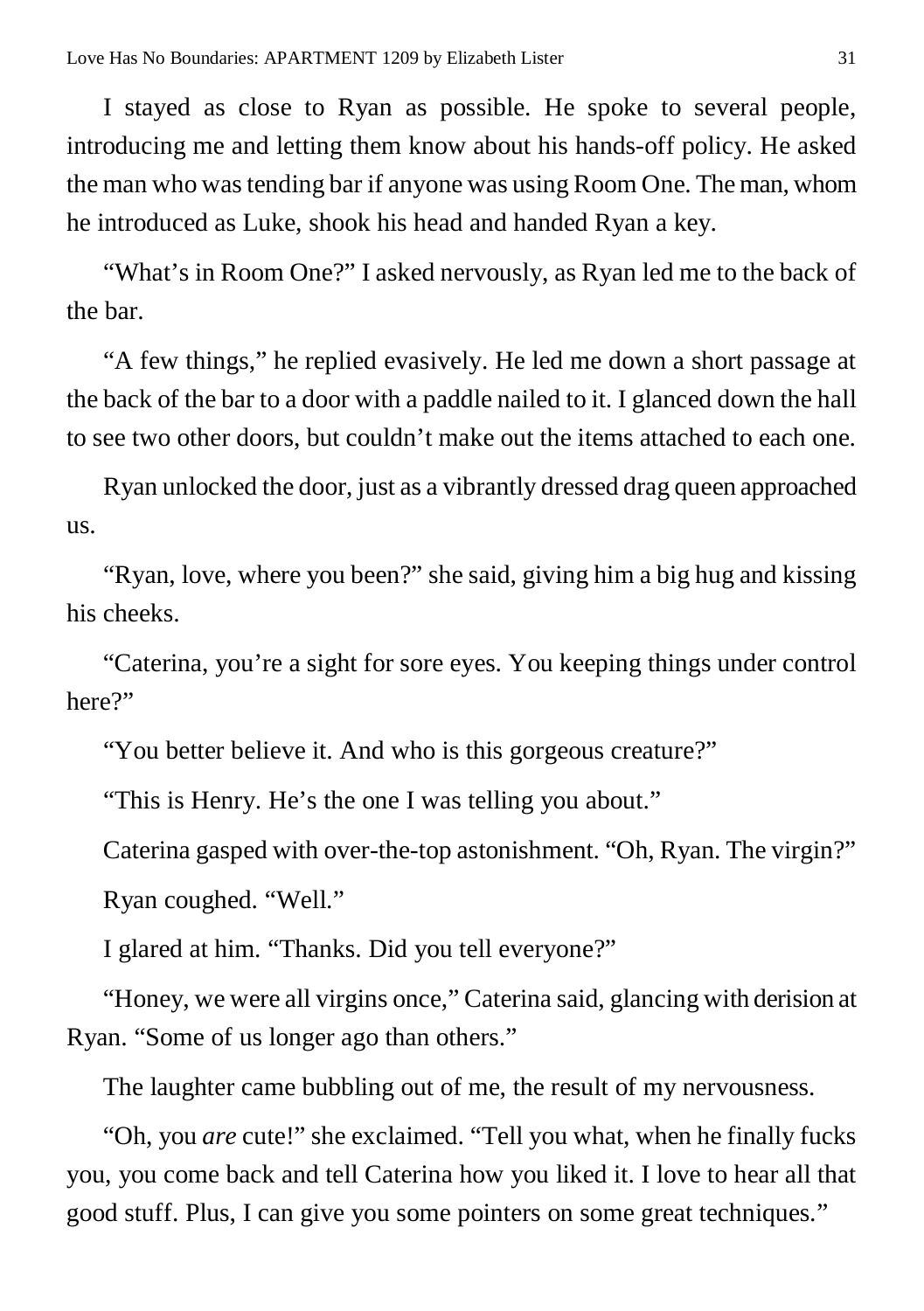I stayed as close to Ryan as possible. He spoke to several people, introducing me and letting them know about his hands-off policy. He asked the man who was tending bar if anyone was using Room One. The man, whom he introduced as Luke, shook his head and handed Ryan a key.

"What's in Room One?" I asked nervously, as Ryan led me to the back of the bar.

"A few things," he replied evasively. He led me down a short passage at the back of the bar to a door with a paddle nailed to it. I glanced down the hall to see two other doors, but couldn't make out the items attached to each one.

Ryan unlocked the door, just as a vibrantly dressed drag queen approached us.

"Ryan, love, where you been?" she said, giving him a big hug and kissing his cheeks.

"Caterina, you're a sight for sore eyes. You keeping things under control here?"

"You better believe it. And who is this gorgeous creature?"

"This is Henry. He's the one I was telling you about."

Caterina gasped with over-the-top astonishment. "Oh, Ryan. The virgin?"

Ryan coughed. "Well."

I glared at him. "Thanks. Did you tell everyone?"

"Honey, we were all virgins once," Caterina said, glancing with derision at Ryan. "Some of us longer ago than others."

The laughter came bubbling out of me, the result of my nervousness.

"Oh, you *are* cute!" she exclaimed. "Tell you what, when he finally fucks you, you come back and tell Caterina how you liked it. I love to hear all that good stuff. Plus, I can give you some pointers on some great techniques."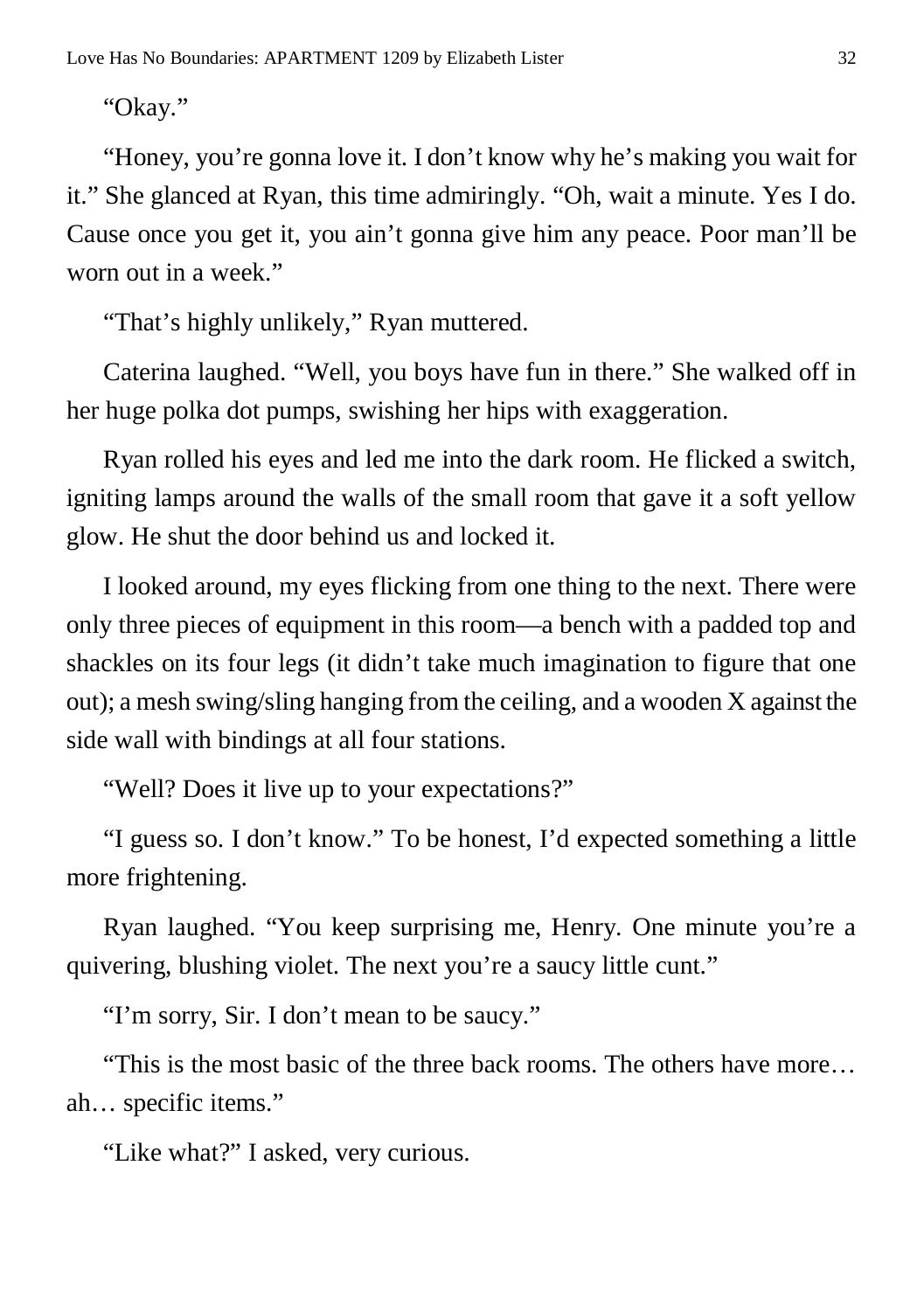"Okay."

"Honey, you're gonna love it. I don't know why he's making you wait for it." She glanced at Ryan, this time admiringly. "Oh, wait a minute. Yes I do. Cause once you get it, you ain't gonna give him any peace. Poor man'll be worn out in a week."

"That's highly unlikely," Ryan muttered.

Caterina laughed. "Well, you boys have fun in there." She walked off in her huge polka dot pumps, swishing her hips with exaggeration.

Ryan rolled his eyes and led me into the dark room. He flicked a switch, igniting lamps around the walls of the small room that gave it a soft yellow glow. He shut the door behind us and locked it.

I looked around, my eyes flicking from one thing to the next. There were only three pieces of equipment in this room—a bench with a padded top and shackles on its four legs (it didn't take much imagination to figure that one out); a mesh swing/sling hanging from the ceiling, and a wooden X against the side wall with bindings at all four stations.

"Well? Does it live up to your expectations?"

"I guess so. I don't know." To be honest, I'd expected something a little more frightening.

Ryan laughed. "You keep surprising me, Henry. One minute you're a quivering, blushing violet. The next you're a saucy little cunt."

"I'm sorry, Sir. I don't mean to be saucy."

"This is the most basic of the three back rooms. The others have more… ah… specific items."

"Like what?" I asked, very curious.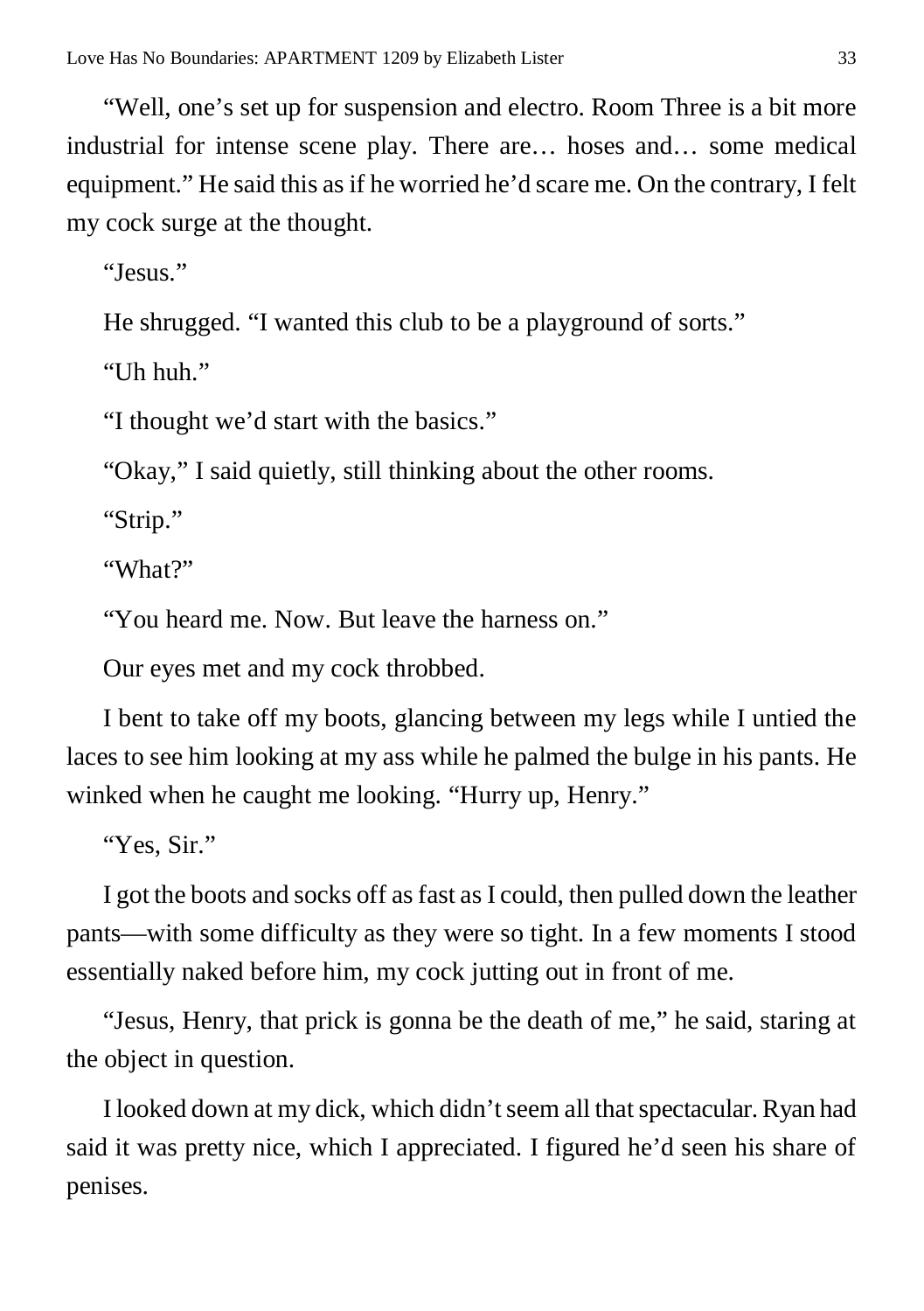"Well, one's set up for suspension and electro. Room Three is a bit more industrial for intense scene play. There are… hoses and… some medical equipment." He said this as if he worried he'd scare me. On the contrary, I felt my cock surge at the thought.

"Jesus."

He shrugged. "I wanted this club to be a playground of sorts."

"Uh huh."

"I thought we'd start with the basics."

"Okay," I said quietly, still thinking about the other rooms.

"Strip."

"What?"

"You heard me. Now. But leave the harness on."

Our eyes met and my cock throbbed.

I bent to take off my boots, glancing between my legs while I untied the laces to see him looking at my ass while he palmed the bulge in his pants. He winked when he caught me looking. "Hurry up, Henry."

"Yes, Sir."

I got the boots and socks off as fast as I could, then pulled down the leather pants—with some difficulty as they were so tight. In a few moments I stood essentially naked before him, my cock jutting out in front of me.

"Jesus, Henry, that prick is gonna be the death of me," he said, staring at the object in question.

I looked down at my dick, which didn't seem all that spectacular. Ryan had said it was pretty nice, which I appreciated. I figured he'd seen his share of penises.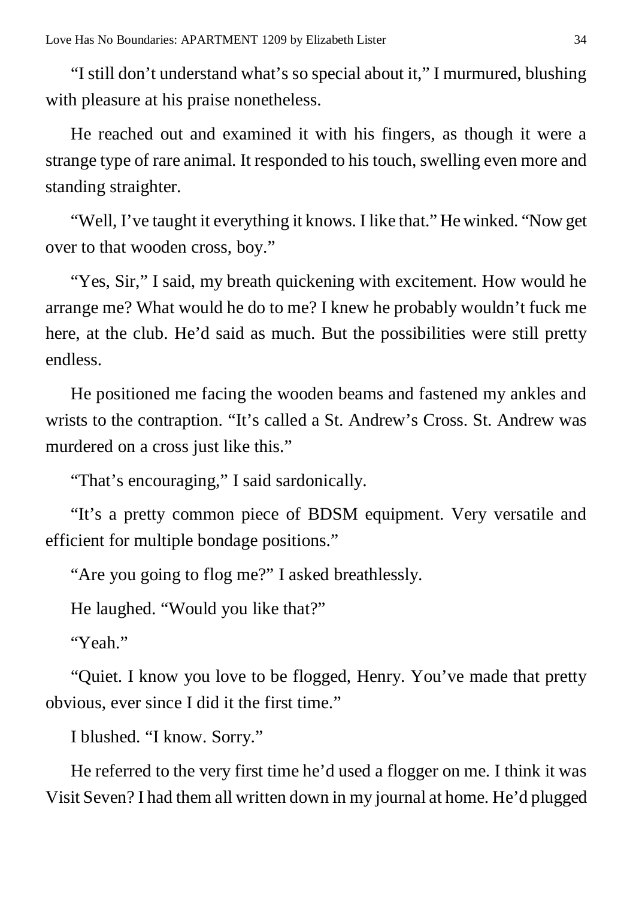"I still don't understand what's so special about it," I murmured, blushing with pleasure at his praise nonetheless.

He reached out and examined it with his fingers, as though it were a strange type of rare animal. It responded to his touch, swelling even more and standing straighter.

"Well, I've taught it everything it knows. I like that." He winked. "Now get over to that wooden cross, boy."

"Yes, Sir," I said, my breath quickening with excitement. How would he arrange me? What would he do to me? I knew he probably wouldn't fuck me here, at the club. He'd said as much. But the possibilities were still pretty endless.

He positioned me facing the wooden beams and fastened my ankles and wrists to the contraption. "It's called a St. Andrew's Cross. St. Andrew was murdered on a cross just like this."

"That's encouraging," I said sardonically.

"It's a pretty common piece of BDSM equipment. Very versatile and efficient for multiple bondage positions."

"Are you going to flog me?" I asked breathlessly.

He laughed. "Would you like that?"

"Yeah."

"Quiet. I know you love to be flogged, Henry. You've made that pretty obvious, ever since I did it the first time."

I blushed. "I know. Sorry."

He referred to the very first time he'd used a flogger on me. I think it was Visit Seven? I had them all written down in my journal at home. He'd plugged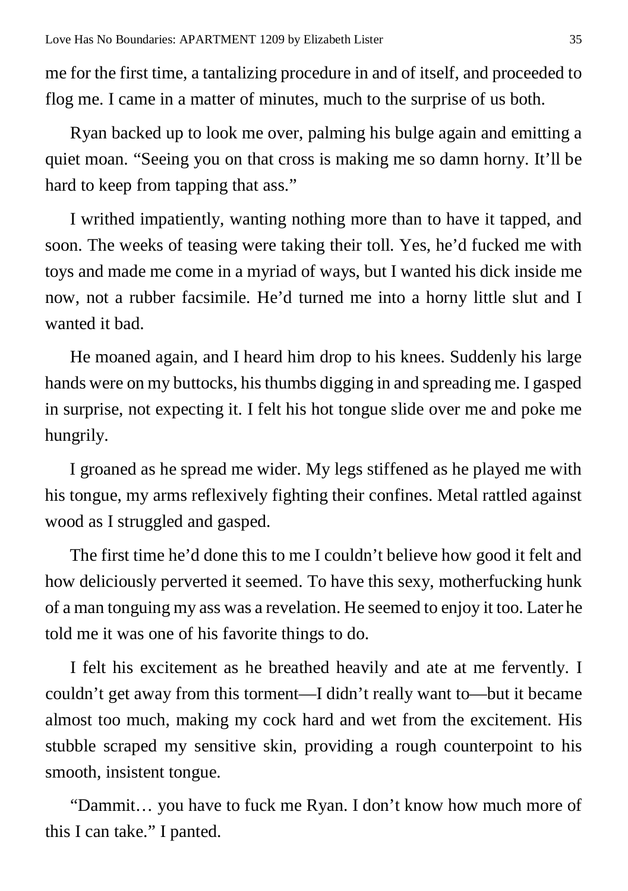me for the first time, a tantalizing procedure in and of itself, and proceeded to flog me. I came in a matter of minutes, much to the surprise of us both.

Ryan backed up to look me over, palming his bulge again and emitting a quiet moan. “Seeing you on that cross is making me so damn horny. It’ll be hard to keep from tapping that ass.”

I writhed impatiently, wanting nothing more than to have it tapped, and soon. The weeks of teasing were taking their toll. Yes, he’d fucked me with toys and made me come in a myriad of ways, but I wanted his dick inside me now, not a rubber facsimile. He’d turned me into a horny little slut and I wanted it bad.

He moaned again, and I heard him drop to his knees. Suddenly his large hands were on my buttocks, his thumbs digging in and spreading me. I gasped in surprise, not expecting it. I felt his hot tongue slide over me and poke me hungrily.

I groaned as he spread me wider. My legs stiffened as he played me with his tongue, my arms reflexively fighting their confines. Metal rattled against wood as I struggled and gasped.

The first time he’d done this to me I couldn’t believe how good it felt and how deliciously perverted it seemed. To have this sexy, motherfucking hunk of a man tonguing my ass was a revelation. He seemed to enjoy it too. Later he told me it was one of his favorite things to do.

I felt his excitement as he breathed heavily and ate at me fervently. I couldn’t get away from this torment—I didn’t really want to—but it became almost too much, making my cock hard and wet from the excitement. His stubble scraped my sensitive skin, providing a rough counterpoint to his smooth, insistent tongue.

“Dammit… you have to fuck me Ryan. I don’t know how much more of this I can take.” I panted.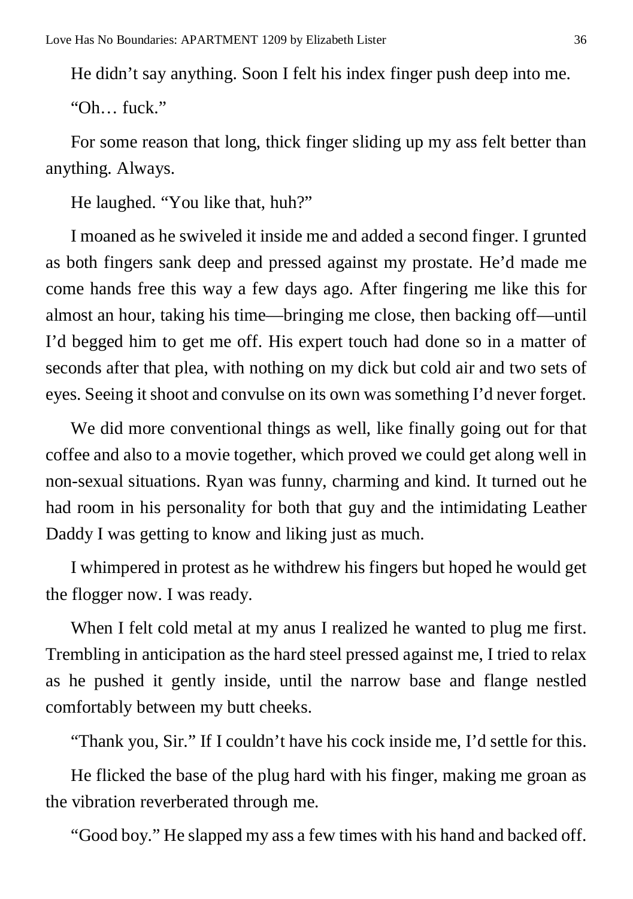He didn't say anything. Soon I felt his index finger push deep into me.

"Oh… fuck."

For some reason that long, thick finger sliding up my ass felt better than anything. Always.

He laughed. "You like that, huh?"

I moaned as he swiveled it inside me and added a second finger. I grunted as both fingers sank deep and pressed against my prostate. He'd made me come hands free this way a few days ago. After fingering me like this for almost an hour, taking his time—bringing me close, then backing off—until I'd begged him to get me off. His expert touch had done so in a matter of seconds after that plea, with nothing on my dick but cold air and two sets of eyes. Seeing it shoot and convulse on its own was something I'd never forget.

We did more conventional things as well, like finally going out for that coffee and also to a movie together, which proved we could get along well in non-sexual situations. Ryan was funny, charming and kind. It turned out he had room in his personality for both that guy and the intimidating Leather Daddy I was getting to know and liking just as much.

I whimpered in protest as he withdrew his fingers but hoped he would get the flogger now. I was ready.

When I felt cold metal at my anus I realized he wanted to plug me first. Trembling in anticipation as the hard steel pressed against me, I tried to relax as he pushed it gently inside, until the narrow base and flange nestled comfortably between my butt cheeks.

"Thank you, Sir." If I couldn't have his cock inside me, I'd settle for this.

He flicked the base of the plug hard with his finger, making me groan as the vibration reverberated through me.

"Good boy." He slapped my ass a few times with his hand and backed off.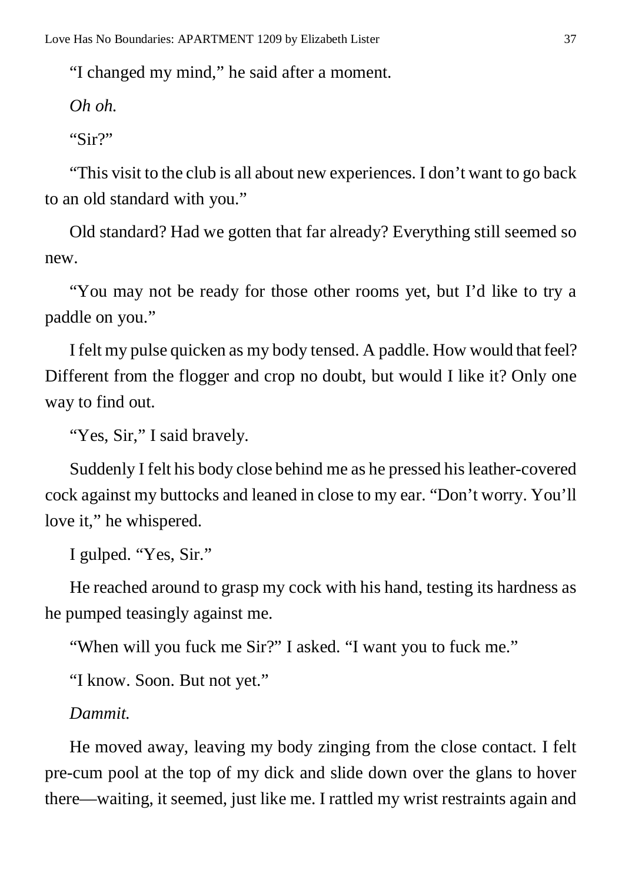"I changed my mind," he said after a moment.

*Oh oh.*

"Sir?"

"This visit to the club is all about new experiences. I don't want to go back to an old standard with you."

Old standard? Had we gotten that far already? Everything still seemed so new.

"You may not be ready for those other rooms yet, but I'd like to try a paddle on you."

I felt my pulse quicken as my body tensed. A paddle. How would that feel? Different from the flogger and crop no doubt, but would I like it? Only one way to find out.

"Yes, Sir," I said bravely.

Suddenly I felt his body close behind me as he pressed his leather-covered cock against my buttocks and leaned in close to my ear. "Don't worry. You'll love it," he whispered.

I gulped. "Yes, Sir."

He reached around to grasp my cock with his hand, testing its hardness as he pumped teasingly against me.

"When will you fuck me Sir?" I asked. "I want you to fuck me."

"I know. Soon. But not yet."

*Dammit.*

He moved away, leaving my body zinging from the close contact. I felt pre-cum pool at the top of my dick and slide down over the glans to hover there—waiting, it seemed, just like me. I rattled my wrist restraints again and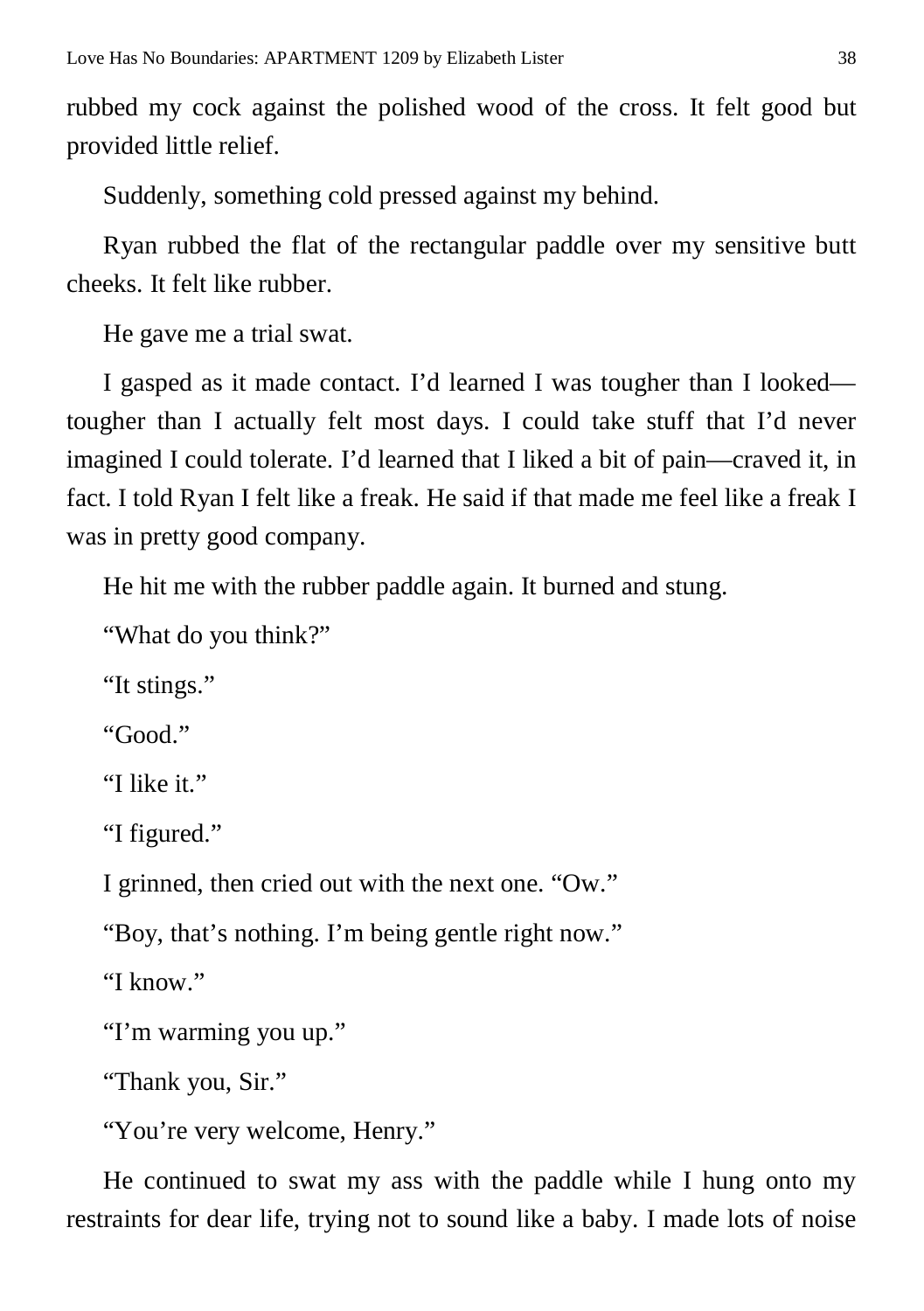rubbed my cock against the polished wood of the cross. It felt good but provided little relief.

Suddenly, something cold pressed against my behind.

Ryan rubbed the flat of the rectangular paddle over my sensitive butt cheeks. It felt like rubber.

He gave me a trial swat.

I gasped as it made contact. I'd learned I was tougher than I looked—tougher than I actually felt most days. I could take stuff that I'd never imagined I could tolerate. I'd learned that I liked a bit of pain—craved it, in fact. I told Ryan I felt like a freak. He said if that made me feel like a freak I was in pretty good company.

He hit me with the rubber paddle again. It burned and stung.

"What do you think?"

"It stings."

"Good."

"I like it."

"I figured."

I grinned, then cried out with the next one. "Ow."

"Boy, that's nothing. I'm being gentle right now."

"I know."

"I'm warming you up."

"Thank you, Sir."

"You're very welcome, Henry."

He continued to swat my ass with the paddle while I hung onto my restraints for dear life, trying not to sound like a baby. I made lots of noise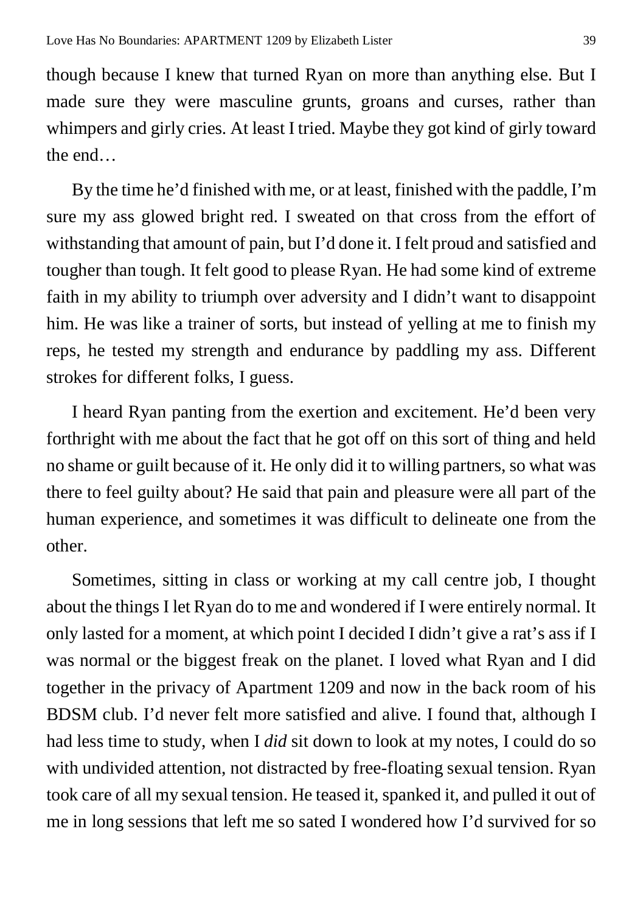though because I knew that turned Ryan on more than anything else. But I made sure they were masculine grunts, groans and curses, rather than whimpers and girly cries. At least I tried. Maybe they got kind of girly toward the end…

By the time he'd finished with me, or at least, finished with the paddle, I'm sure my ass glowed bright red. I sweated on that cross from the effort of withstanding that amount of pain, but I'd done it. I felt proud and satisfied and tougher than tough. It felt good to please Ryan. He had some kind of extreme faith in my ability to triumph over adversity and I didn't want to disappoint him. He was like a trainer of sorts, but instead of yelling at me to finish my reps, he tested my strength and endurance by paddling my ass. Different strokes for different folks, I guess.

I heard Ryan panting from the exertion and excitement. He'd been very forthright with me about the fact that he got off on this sort of thing and held no shame or guilt because of it. He only did it to willing partners, so what was there to feel guilty about? He said that pain and pleasure were all part of the human experience, and sometimes it was difficult to delineate one from the other.

Sometimes, sitting in class or working at my call centre job, I thought about the things I let Ryan do to me and wondered if I were entirely normal. It only lasted for a moment, at which point I decided I didn't give a rat's ass if I was normal or the biggest freak on the planet. I loved what Ryan and I did together in the privacy of Apartment 1209 and now in the back room of his BDSM club. I'd never felt more satisfied and alive. I found that, although I had less time to study, when I *did* sit down to look at my notes, I could do so with undivided attention, not distracted by free-floating sexual tension. Ryan took care of all my sexual tension. He teased it, spanked it, and pulled it out of me in long sessions that left me so sated I wondered how I'd survived for so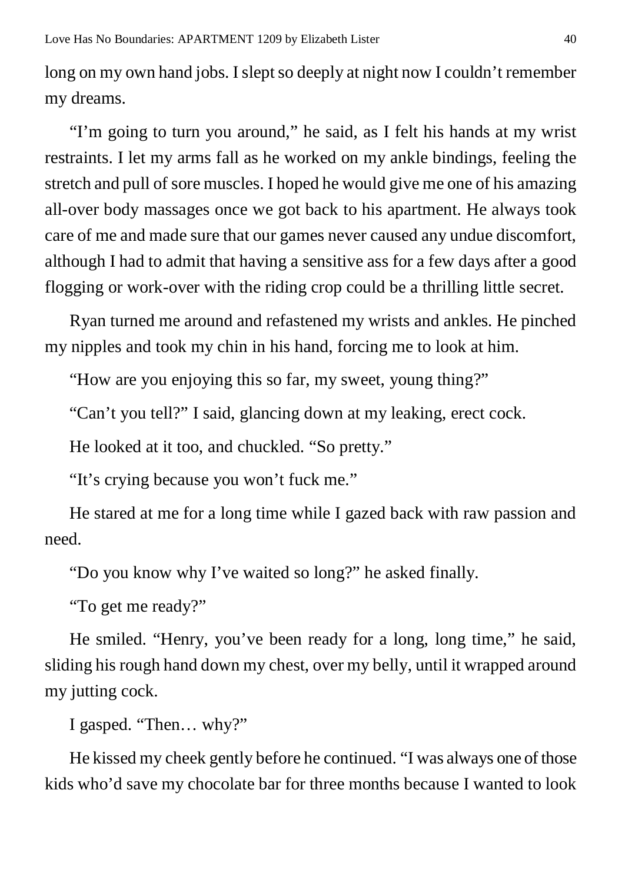long on my own hand jobs. I slept so deeply at night now I couldn't remember my dreams.

"I'm going to turn you around," he said, as I felt his hands at my wrist restraints. I let my arms fall as he worked on my ankle bindings, feeling the stretch and pull of sore muscles. I hoped he would give me one of his amazing all-over body massages once we got back to his apartment. He always took care of me and made sure that our games never caused any undue discomfort, although I had to admit that having a sensitive ass for a few days after a good flogging or work-over with the riding crop could be a thrilling little secret.

Ryan turned me around and refastened my wrists and ankles. He pinched my nipples and took my chin in his hand, forcing me to look at him.

"How are you enjoying this so far, my sweet, young thing?"

"Can't you tell?" I said, glancing down at my leaking, erect cock.

He looked at it too, and chuckled. "So pretty."

"It's crying because you won't fuck me."

He stared at me for a long time while I gazed back with raw passion and need.

"Do you know why I've waited so long?" he asked finally.

"To get me ready?"

He smiled. "Henry, you've been ready for a long, long time," he said, sliding his rough hand down my chest, over my belly, until it wrapped around my jutting cock.

I gasped. "Then… why?"

He kissed my cheek gently before he continued. "I was always one of those kids who'd save my chocolate bar for three months because I wanted to look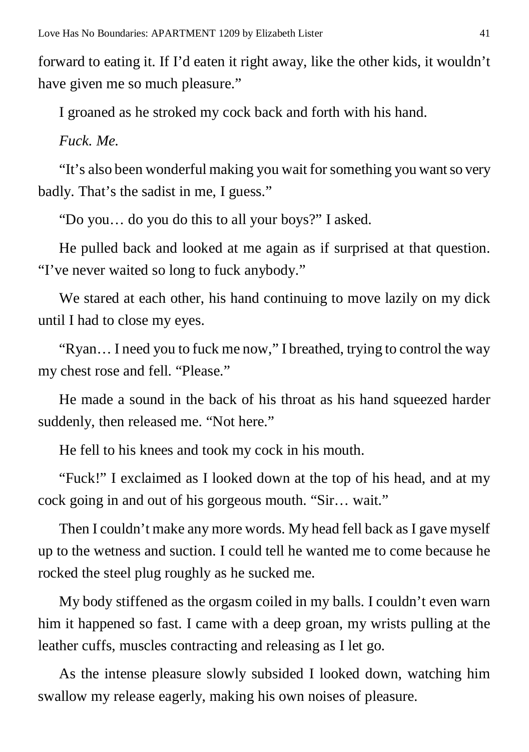forward to eating it. If I'd eaten it right away, like the other kids, it wouldn't have given me so much pleasure."

I groaned as he stroked my cock back and forth with his hand.

*Fuck. Me.*

"It's also been wonderful making you wait for something you want so very badly. That's the sadist in me, I guess."

"Do you… do you do this to all your boys?" I asked.

He pulled back and looked at me again as if surprised at that question. "I've never waited so long to fuck anybody."

We stared at each other, his hand continuing to move lazily on my dick until I had to close my eyes.

"Ryan… I need you to fuck me now," I breathed, trying to control the way my chest rose and fell. "Please."

He made a sound in the back of his throat as his hand squeezed harder suddenly, then released me. "Not here."

He fell to his knees and took my cock in his mouth.

"Fuck!" I exclaimed as I looked down at the top of his head, and at my cock going in and out of his gorgeous mouth. "Sir… wait."

Then I couldn't make any more words. My head fell back as I gave myself up to the wetness and suction. I could tell he wanted me to come because he rocked the steel plug roughly as he sucked me.

My body stiffened as the orgasm coiled in my balls. I couldn't even warn him it happened so fast. I came with a deep groan, my wrists pulling at the leather cuffs, muscles contracting and releasing as I let go.

As the intense pleasure slowly subsided I looked down, watching him swallow my release eagerly, making his own noises of pleasure.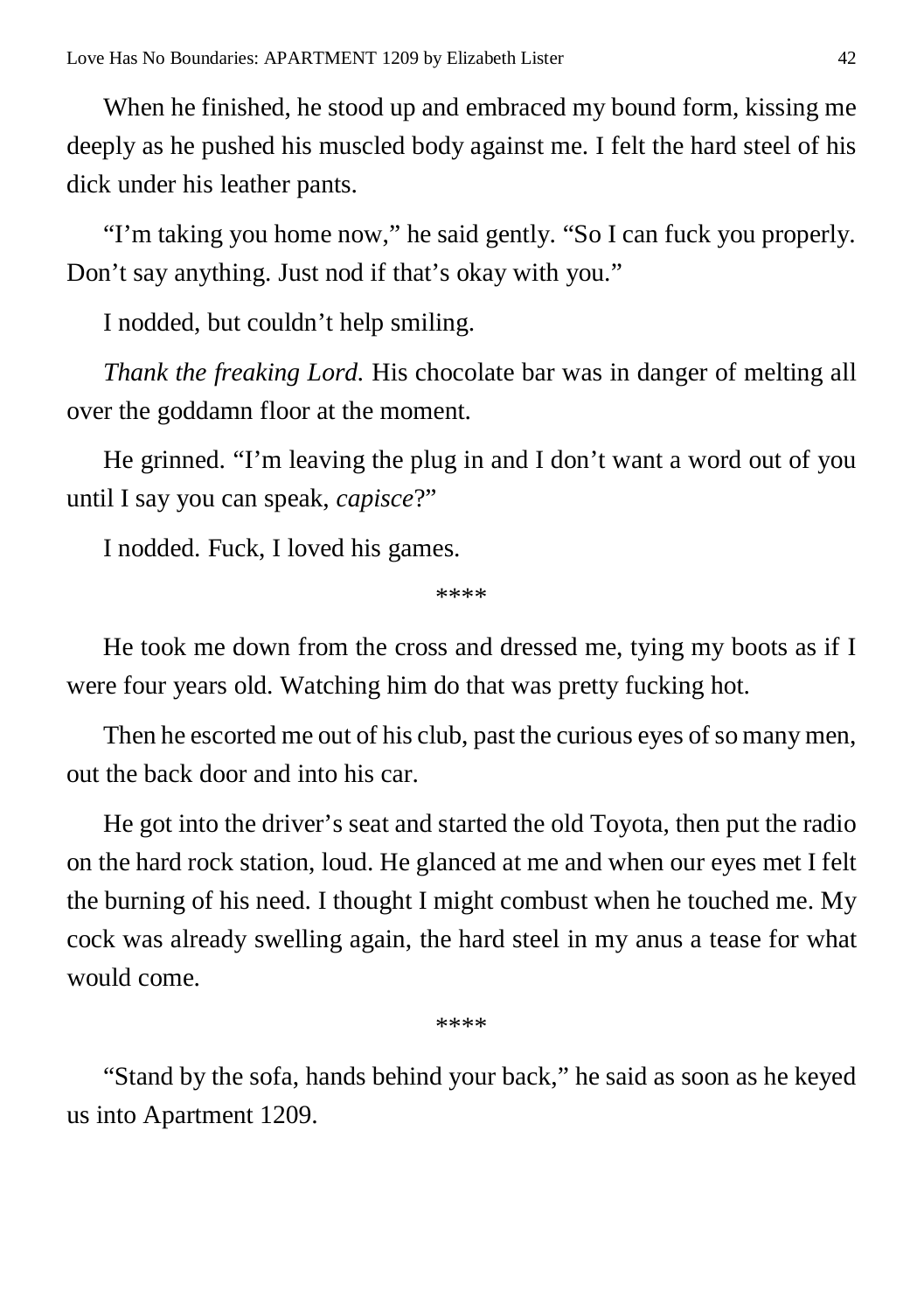When he finished, he stood up and embraced my bound form, kissing me deeply as he pushed his muscled body against me. I felt the hard steel of his dick under his leather pants.

"I'm taking you home now," he said gently. "So I can fuck you properly. Don't say anything. Just nod if that's okay with you."

I nodded, but couldn't help smiling.

*Thank the freaking Lord.* His chocolate bar was in danger of melting all over the goddamn floor at the moment.

He grinned. "I'm leaving the plug in and I don't want a word out of you until I say you can speak, *capisce*?"

I nodded. Fuck, I loved his games.

****

He took me down from the cross and dressed me, tying my boots as if I were four years old. Watching him do that was pretty fucking hot.

Then he escorted me out of his club, past the curious eyes of so many men, out the back door and into his car.

He got into the driver's seat and started the old Toyota, then put the radio on the hard rock station, loud. He glanced at me and when our eyes met I felt the burning of his need. I thought I might combust when he touched me. My cock was already swelling again, the hard steel in my anus a tease for what would come.

****

"Stand by the sofa, hands behind your back," he said as soon as he keyed us into Apartment 1209.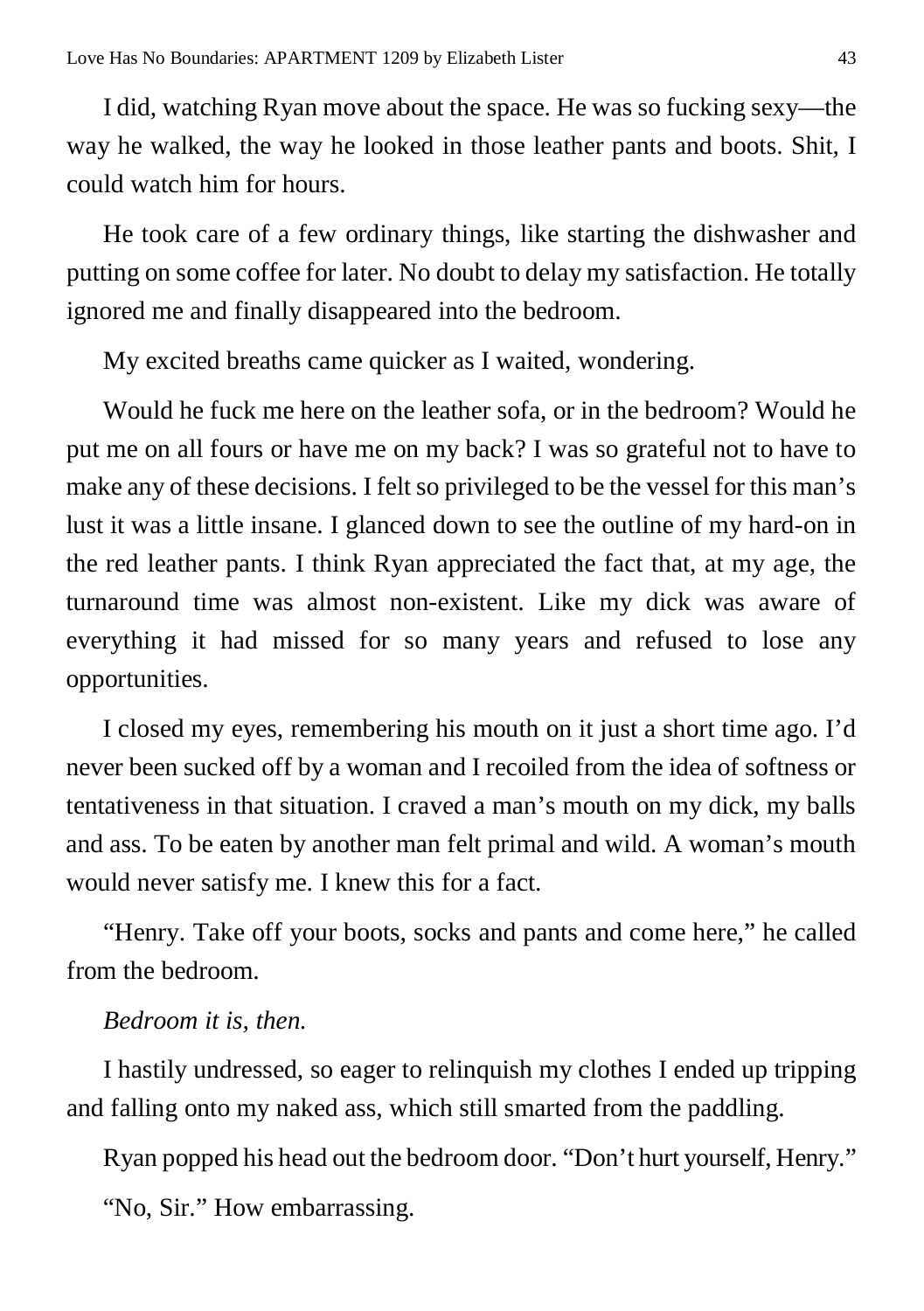I did, watching Ryan move about the space. He was so fucking sexy—the way he walked, the way he looked in those leather pants and boots. Shit, I could watch him for hours.

He took care of a few ordinary things, like starting the dishwasher and putting on some coffee for later. No doubt to delay my satisfaction. He totally ignored me and finally disappeared into the bedroom.

My excited breaths came quicker as I waited, wondering.

Would he fuck me here on the leather sofa, or in the bedroom? Would he put me on all fours or have me on my back? I was so grateful not to have to make any of these decisions. I felt so privileged to be the vessel for this man's lust it was a little insane. I glanced down to see the outline of my hard-on in the red leather pants. I think Ryan appreciated the fact that, at my age, the turnaround time was almost non-existent. Like my dick was aware of everything it had missed for so many years and refused to lose any opportunities.

I closed my eyes, remembering his mouth on it just a short time ago. I'd never been sucked off by a woman and I recoiled from the idea of softness or tentativeness in that situation. I craved a man's mouth on my dick, my balls and ass. To be eaten by another man felt primal and wild. A woman's mouth would never satisfy me. I knew this for a fact.

"Henry. Take off your boots, socks and pants and come here," he called from the bedroom.

*Bedroom it is, then.*

I hastily undressed, so eager to relinquish my clothes I ended up tripping and falling onto my naked ass, which still smarted from the paddling.

Ryan popped his head out the bedroom door. "Don't hurt yourself, Henry."

"No, Sir." How embarrassing.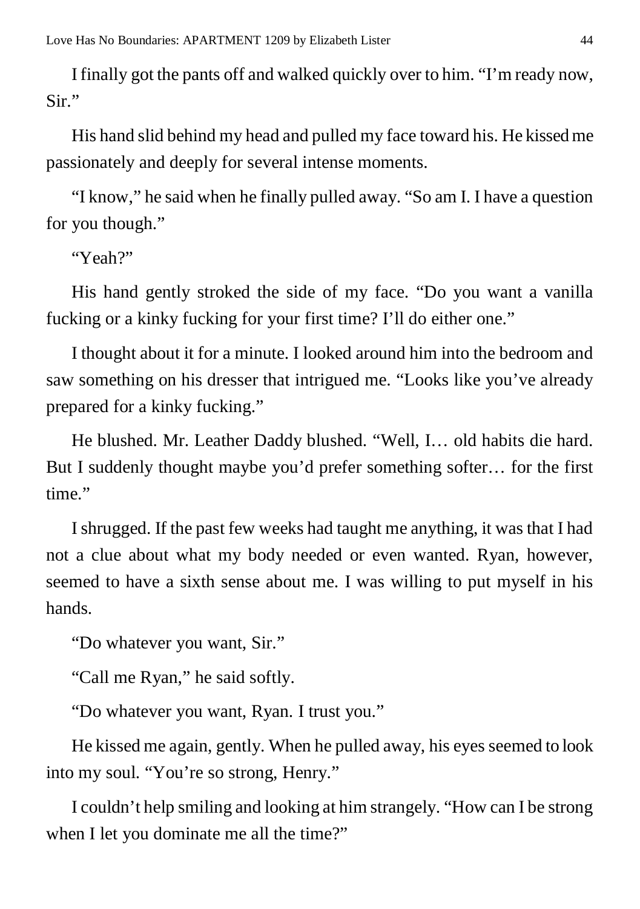I finally got the pants off and walked quickly over to him. "I'm ready now, Sir."

His hand slid behind my head and pulled my face toward his. He kissed me passionately and deeply for several intense moments.

"I know," he said when he finally pulled away. "So am I. I have a question for you though."

"Yeah?"

His hand gently stroked the side of my face. "Do you want a vanilla fucking or a kinky fucking for your first time? I'll do either one."

I thought about it for a minute. I looked around him into the bedroom and saw something on his dresser that intrigued me. "Looks like you've already prepared for a kinky fucking."

He blushed. Mr. Leather Daddy blushed. "Well, I… old habits die hard. But I suddenly thought maybe you'd prefer something softer… for the first time."

I shrugged. If the past few weeks had taught me anything, it was that I had not a clue about what my body needed or even wanted. Ryan, however, seemed to have a sixth sense about me. I was willing to put myself in his hands.

"Do whatever you want, Sir."

"Call me Ryan," he said softly.

"Do whatever you want, Ryan. I trust you."

He kissed me again, gently. When he pulled away, his eyes seemed to look into my soul. "You're so strong, Henry."

I couldn't help smiling and looking at him strangely. "How can I be strong when I let you dominate me all the time?"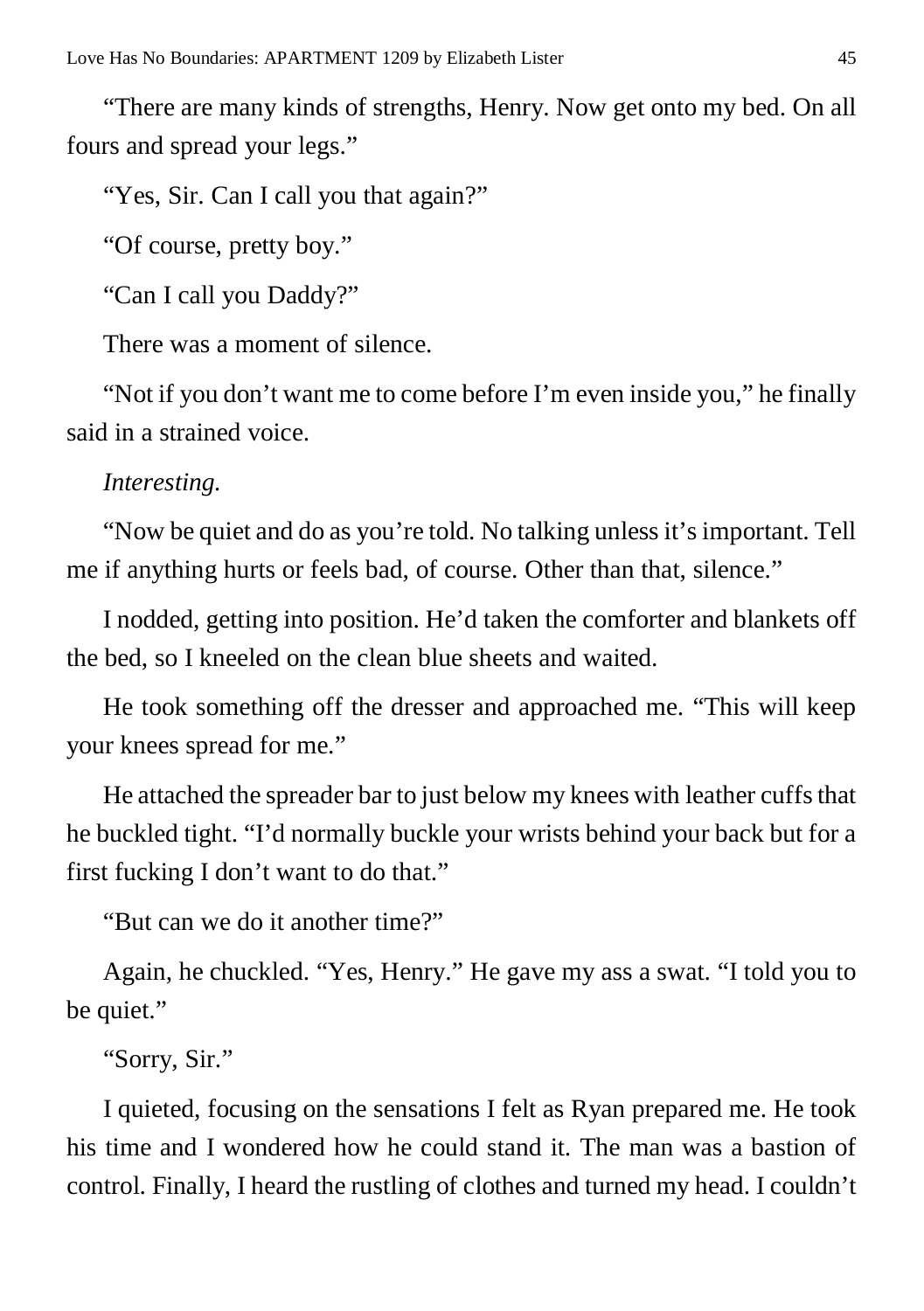"There are many kinds of strengths, Henry. Now get onto my bed. On all fours and spread your legs."

"Yes, Sir. Can I call you that again?"

"Of course, pretty boy."

"Can I call you Daddy?"

There was a moment of silence.

"Not if you don't want me to come before I'm even inside you," he finally said in a strained voice.

*Interesting.*

"Now be quiet and do as you're told. No talking unless it's important. Tell me if anything hurts or feels bad, of course. Other than that, silence."

I nodded, getting into position. He'd taken the comforter and blankets off the bed, so I kneeled on the clean blue sheets and waited.

He took something off the dresser and approached me. "This will keep your knees spread for me."

He attached the spreader bar to just below my knees with leather cuffs that he buckled tight. "I'd normally buckle your wrists behind your back but for a first fucking I don't want to do that."

"But can we do it another time?"

Again, he chuckled. "Yes, Henry." He gave my ass a swat. "I told you to be quiet."

"Sorry, Sir."

I quieted, focusing on the sensations I felt as Ryan prepared me. He took his time and I wondered how he could stand it. The man was a bastion of control. Finally, I heard the rustling of clothes and turned my head. I couldn't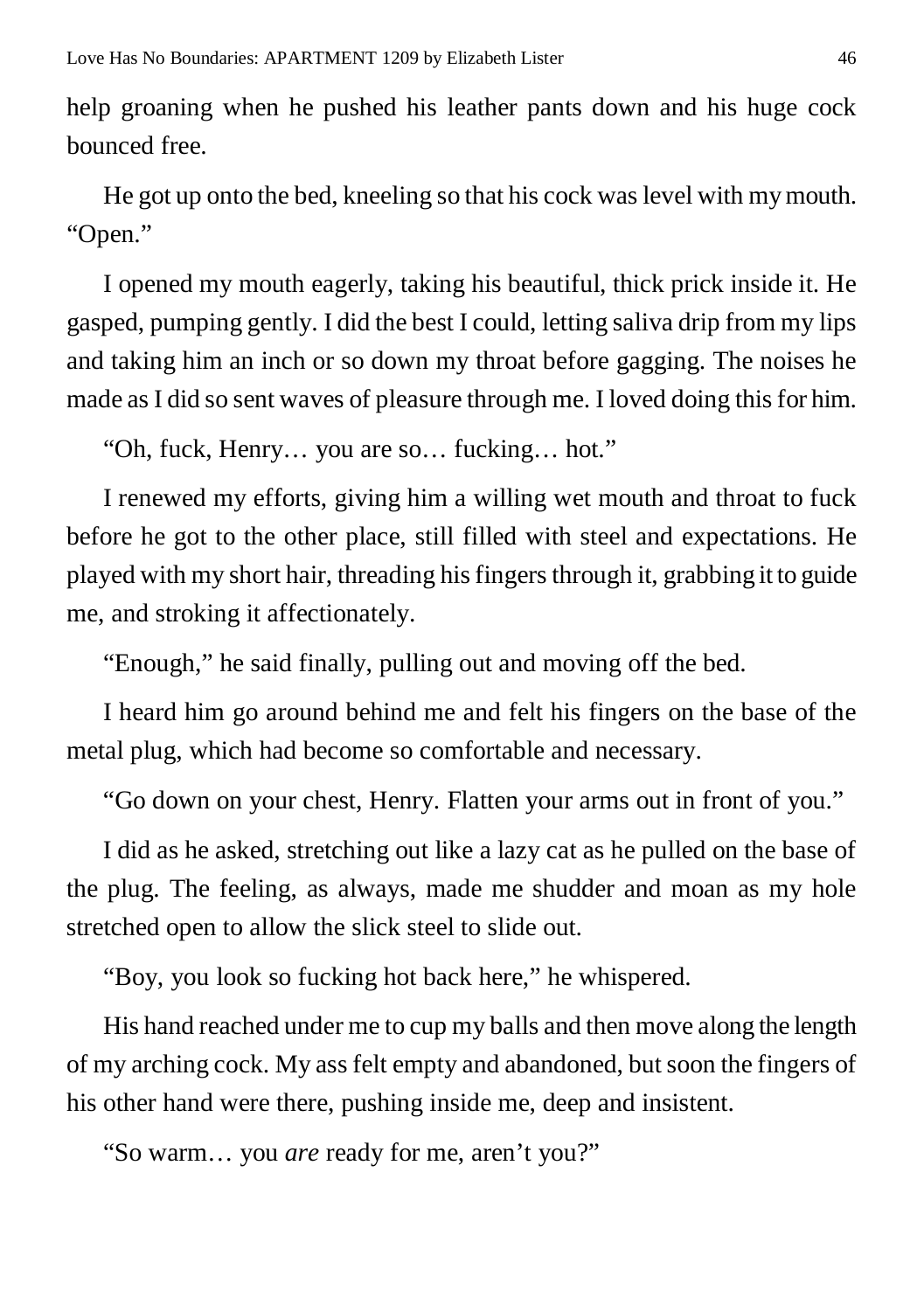help groaning when he pushed his leather pants down and his huge cock bounced free.

He got up onto the bed, kneeling so that his cock was level with my mouth. "Open."

I opened my mouth eagerly, taking his beautiful, thick prick inside it. He gasped, pumping gently. I did the best I could, letting saliva drip from my lips and taking him an inch or so down my throat before gagging. The noises he made as I did so sent waves of pleasure through me. I loved doing this for him.

"Oh, fuck, Henry… you are so… fucking… hot."

I renewed my efforts, giving him a willing wet mouth and throat to fuck before he got to the other place, still filled with steel and expectations. He played with my short hair, threading his fingers through it, grabbing it to guide me, and stroking it affectionately.

"Enough," he said finally, pulling out and moving off the bed.

I heard him go around behind me and felt his fingers on the base of the metal plug, which had become so comfortable and necessary.

"Go down on your chest, Henry. Flatten your arms out in front of you."

I did as he asked, stretching out like a lazy cat as he pulled on the base of the plug. The feeling, as always, made me shudder and moan as my hole stretched open to allow the slick steel to slide out.

"Boy, you look so fucking hot back here," he whispered.

His hand reached under me to cup my balls and then move along the length of my arching cock. My ass felt empty and abandoned, but soon the fingers of his other hand were there, pushing inside me, deep and insistent.

"So warm… you *are* ready for me, aren't you?"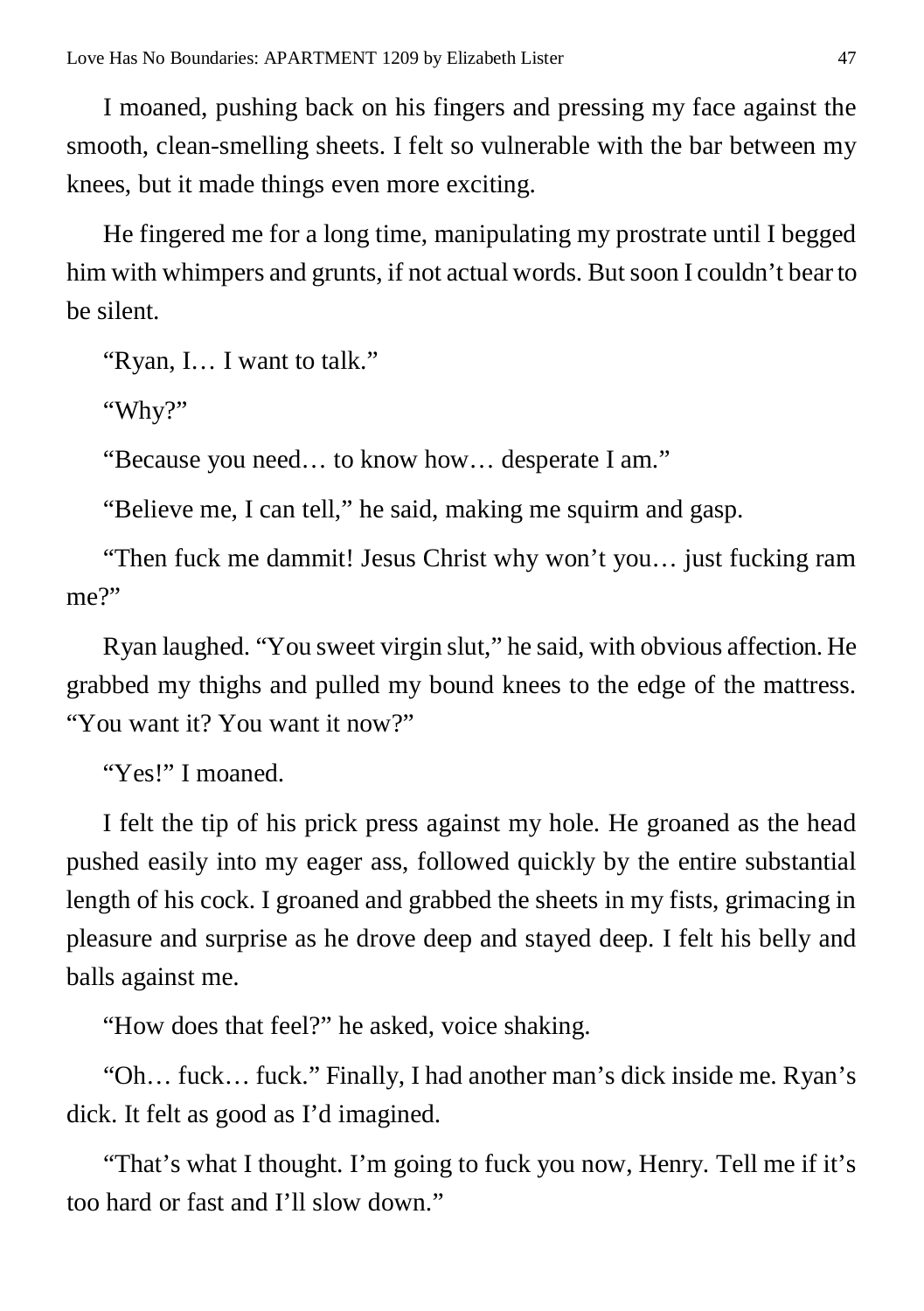I moaned, pushing back on his fingers and pressing my face against the smooth, clean-smelling sheets. I felt so vulnerable with the bar between my knees, but it made things even more exciting.

He fingered me for a long time, manipulating my prostrate until I begged him with whimpers and grunts, if not actual words. But soon I couldn't bear to be silent.

"Ryan, I… I want to talk."

"Why?"

"Because you need… to know how… desperate I am."

"Believe me, I can tell," he said, making me squirm and gasp.

"Then fuck me dammit! Jesus Christ why won't you… just fucking ram me?"

Ryan laughed. "You sweet virgin slut," he said, with obvious affection. He grabbed my thighs and pulled my bound knees to the edge of the mattress. "You want it? You want it now?"

"Yes!" I moaned.

I felt the tip of his prick press against my hole. He groaned as the head pushed easily into my eager ass, followed quickly by the entire substantial length of his cock. I groaned and grabbed the sheets in my fists, grimacing in pleasure and surprise as he drove deep and stayed deep. I felt his belly and balls against me.

"How does that feel?" he asked, voice shaking.

"Oh… fuck… fuck." Finally, I had another man's dick inside me. Ryan's dick. It felt as good as I'd imagined.

"That's what I thought. I'm going to fuck you now, Henry. Tell me if it's too hard or fast and I'll slow down."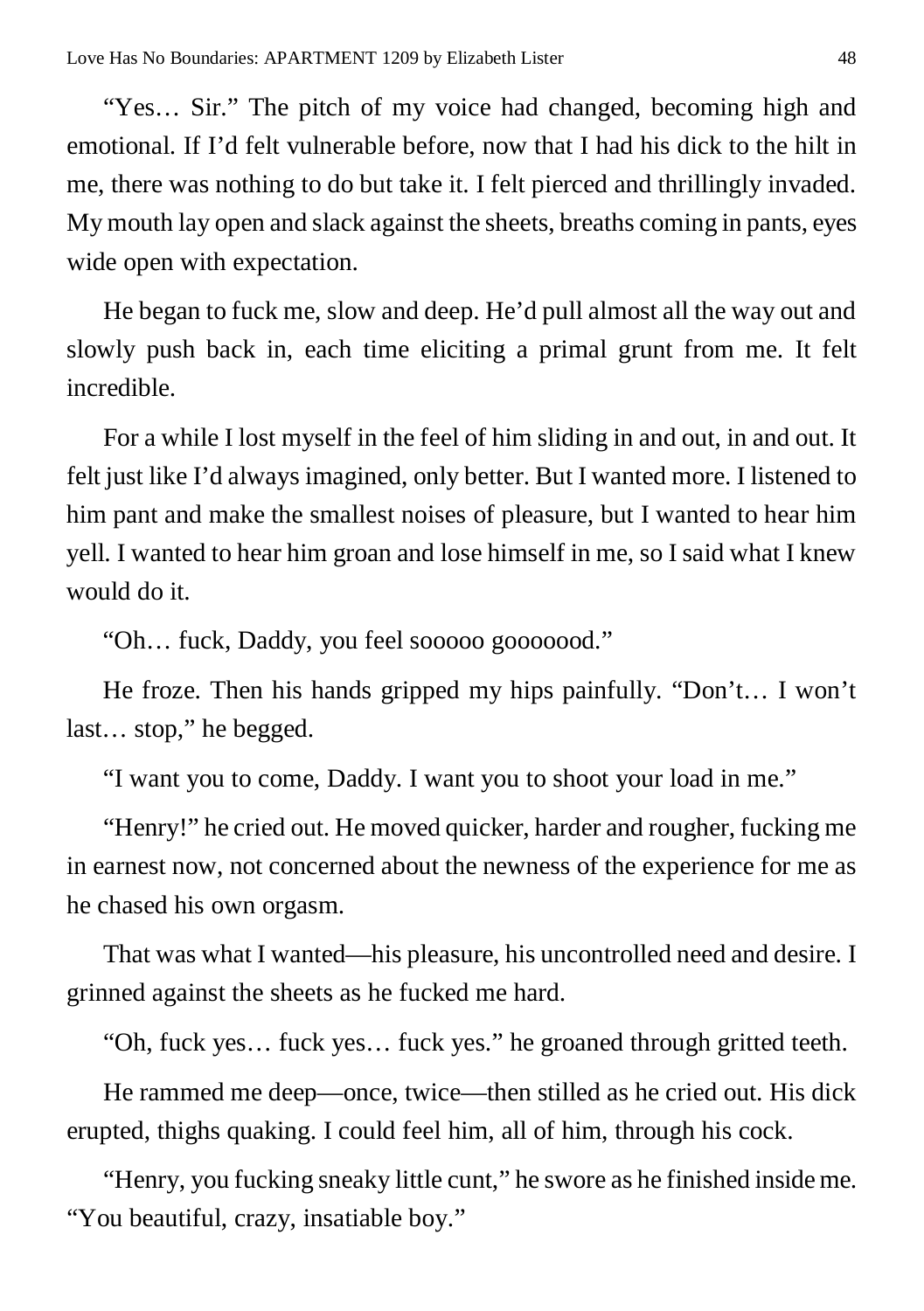"Yes… Sir." The pitch of my voice had changed, becoming high and emotional. If I'd felt vulnerable before, now that I had his dick to the hilt in me, there was nothing to do but take it. I felt pierced and thrillingly invaded. My mouth lay open and slack against the sheets, breaths coming in pants, eyes wide open with expectation.

He began to fuck me, slow and deep. He'd pull almost all the way out and slowly push back in, each time eliciting a primal grunt from me. It felt incredible.

For a while I lost myself in the feel of him sliding in and out, in and out. It felt just like I'd always imagined, only better. But I wanted more. I listened to him pant and make the smallest noises of pleasure, but I wanted to hear him yell. I wanted to hear him groan and lose himself in me, so I said what I knew would do it.

"Oh… fuck, Daddy, you feel sooooo gooooood."

He froze. Then his hands gripped my hips painfully. "Don't… I won't last… stop," he begged.

"I want you to come, Daddy. I want you to shoot your load in me."

"Henry!" he cried out. He moved quicker, harder and rougher, fucking me in earnest now, not concerned about the newness of the experience for me as he chased his own orgasm.

That was what I wanted—his pleasure, his uncontrolled need and desire. I grinned against the sheets as he fucked me hard.

"Oh, fuck yes… fuck yes… fuck yes." he groaned through gritted teeth.

He rammed me deep—once, twice—then stilled as he cried out. His dick erupted, thighs quaking. I could feel him, all of him, through his cock.

"Henry, you fucking sneaky little cunt," he swore as he finished inside me. "You beautiful, crazy, insatiable boy."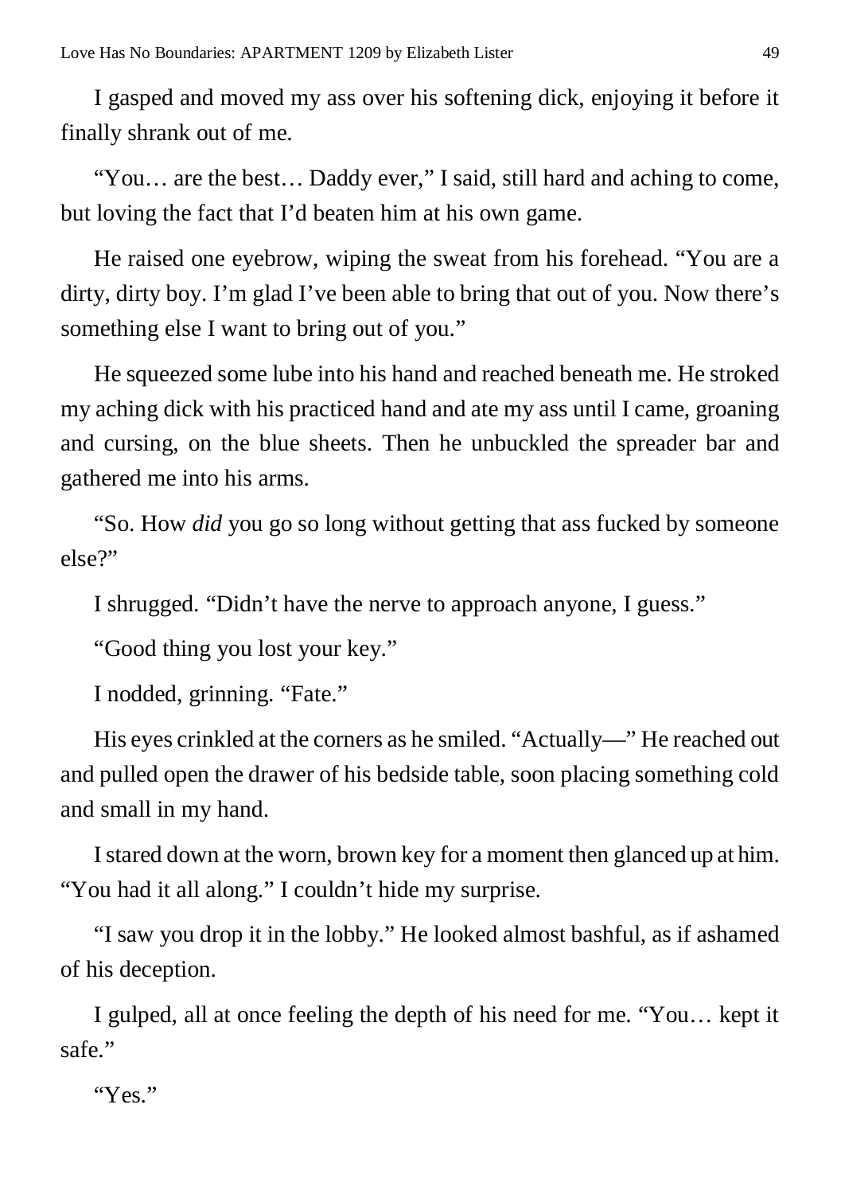I gasped and moved my ass over his softening dick, enjoying it before it finally shrank out of me.

"You… are the best… Daddy ever," I said, still hard and aching to come, but loving the fact that I'd beaten him at his own game.

He raised one eyebrow, wiping the sweat from his forehead. "You are a dirty, dirty boy. I'm glad I've been able to bring that out of you. Now there's something else I want to bring out of you."

He squeezed some lube into his hand and reached beneath me. He stroked my aching dick with his practiced hand and ate my ass until I came, groaning and cursing, on the blue sheets. Then he unbuckled the spreader bar and gathered me into his arms.

"So. How *did* you go so long without getting that ass fucked by someone else?"

I shrugged. "Didn't have the nerve to approach anyone, I guess."

"Good thing you lost your key."

I nodded, grinning. "Fate."

His eyes crinkled at the corners as he smiled. "Actually—" He reached out and pulled open the drawer of his bedside table, soon placing something cold and small in my hand.

I stared down at the worn, brown key for a moment then glanced up at him. "You had it all along." I couldn't hide my surprise.

"I saw you drop it in the lobby." He looked almost bashful, as if ashamed of his deception.

I gulped, all at once feeling the depth of his need for me. "You… kept it safe."

"Yes."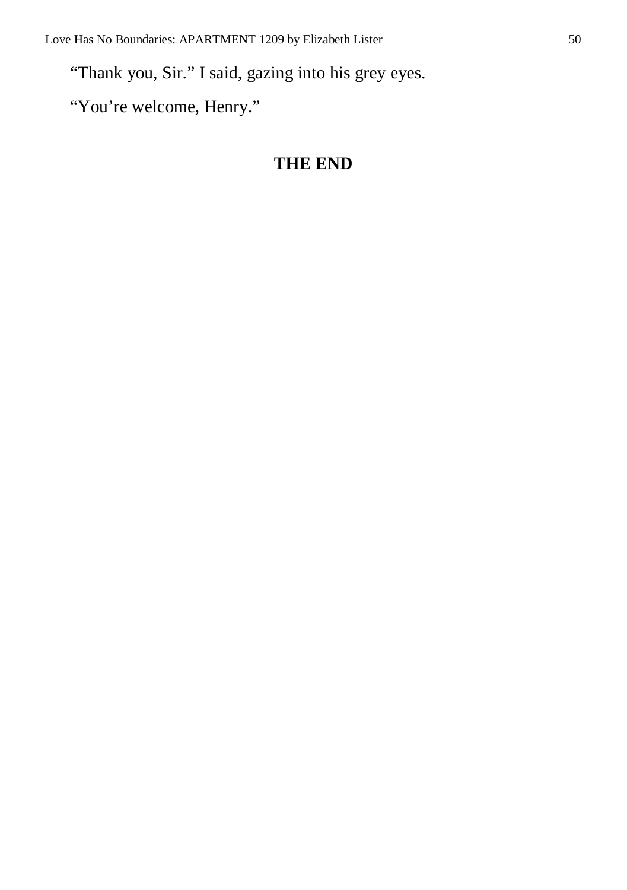"Thank you, Sir." I said, gazing into his grey eyes.

"You're welcome, Henry."

**THE END**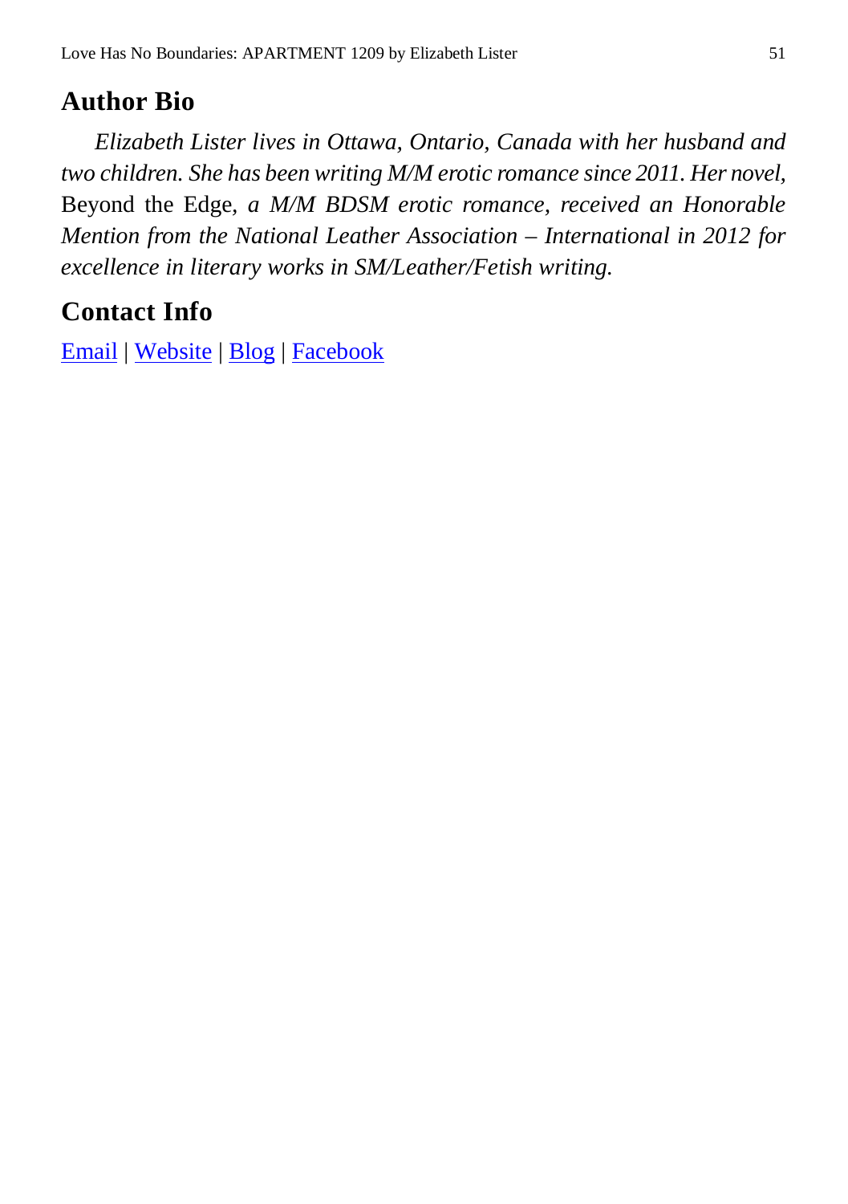## Author Bio

*Elizabeth Lister lives in Ottawa, Ontario, Canada with her husband and two children. She has been writing M/M erotic romance since 2011. Her novel,* Beyond the Edge, *a M/M BDSM erotic romance, received an Honorable Mention from the National Leather Association – International in 2012 for excellence in literary works in SM/Leather/Fetish writing.*

## Contact Info

Email | Website | Blog | Facebook